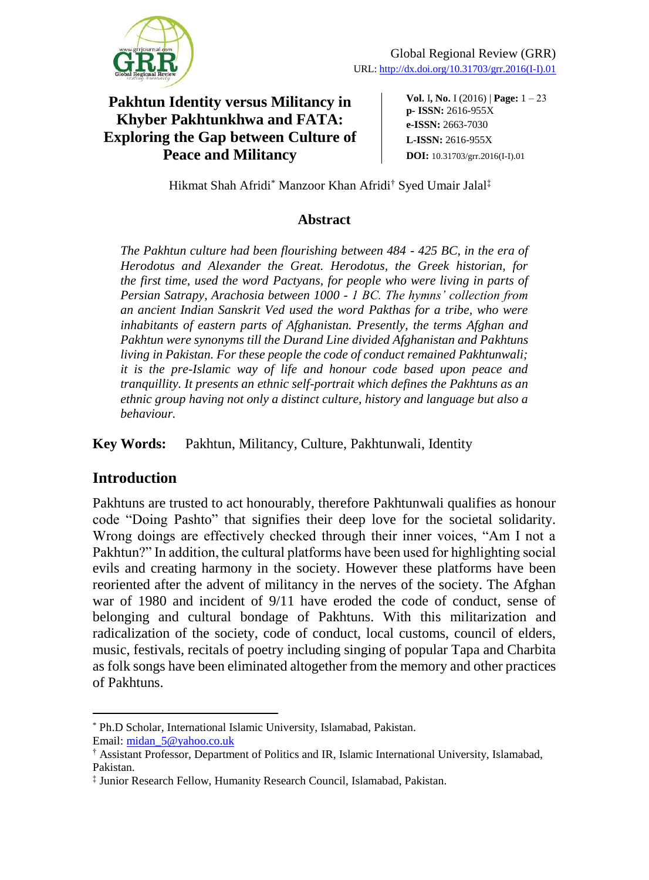Global Regional Review (GRR)
URL: http://dx.doi.org/10.31703/grr.2016(I-I).01

# Pakhtun Identity versus Militancy in Khyber Pakhtunkhwa and FATA: Exploring the Gap between Culture of Peace and Militancy

**Vol.** I**, No.** I (2016) | **Page:** 1 – 23
**p- ISSN:** 2616-955X
**e-ISSN:** 2663-7030
**L-ISSN:** 2616-955X
**DOI:** 10.31703/grr.2016(I-I).01

Hikmat Shah Afridi[*] Manzoor Khan Afridi[†] Syed Umair Jalal[‡]

### Abstract

*The Pakhtun culture had been flourishing between 484 - 425 BC, in the era of Herodotus and Alexander the Great. Herodotus, the Greek historian, for the first time, used the word Pactyans, for people who were living in parts of Persian Satrapy, Arachosia between 1000 - 1 BC. The hymns' collection from an ancient Indian Sanskrit Ved used the word Pakthas for a tribe, who were inhabitants of eastern parts of Afghanistan. Presently, the terms Afghan and Pakhtun were synonyms till the Durand Line divided Afghanistan and Pakhtuns living in Pakistan. For these people the code of conduct remained Pakhtunwali; it is the pre-Islamic way of life and honour code based upon peace and tranquillity. It presents an ethnic self-portrait which defines the Pakhtuns as an ethnic group having not only a distinct culture, history and language but also a behaviour.*

**Key Words:** Pakhtun, Militancy, Culture, Pakhtunwali, Identity

## Introduction

Pakhtuns are trusted to act honourably, therefore Pakhtunwali qualifies as honour code "Doing Pashto" that signifies their deep love for the societal solidarity. Wrong doings are effectively checked through their inner voices, "Am I not a Pakhtun?" In addition, the cultural platforms have been used for highlighting social evils and creating harmony in the society. However these platforms have been reoriented after the advent of militancy in the nerves of the society. The Afghan war of 1980 and incident of 9/11 have eroded the code of conduct, sense of belonging and cultural bondage of Pakhtuns. With this militarization and radicalization of the society, code of conduct, local customs, council of elders, music, festivals, recitals of poetry including singing of popular Tapa and Charbita as folk songs have been eliminated altogether from the memory and other practices of Pakhtuns.

---

[*] Ph.D Scholar, International Islamic University, Islamabad, Pakistan.
Email: midan_5@yahoo.co.uk

[†] Assistant Professor, Department of Politics and IR, Islamic International University, Islamabad, Pakistan.

[‡] Junior Research Fellow, Humanity Research Council, Islamabad, Pakistan.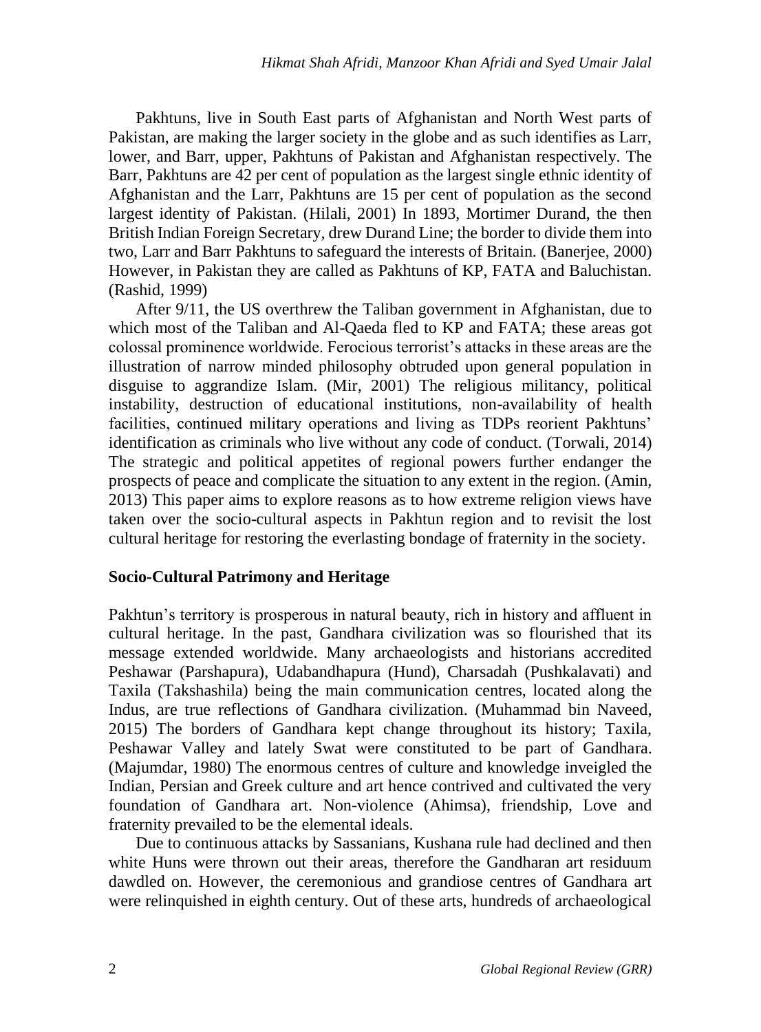Pakhtuns, live in South East parts of Afghanistan and North West parts of Pakistan, are making the larger society in the globe and as such identifies as Larr, lower, and Barr, upper, Pakhtuns of Pakistan and Afghanistan respectively. The Barr, Pakhtuns are 42 per cent of population as the largest single ethnic identity of Afghanistan and the Larr, Pakhtuns are 15 per cent of population as the second largest identity of Pakistan. (Hilali, 2001) In 1893, Mortimer Durand, the then British Indian Foreign Secretary, drew Durand Line; the border to divide them into two, Larr and Barr Pakhtuns to safeguard the interests of Britain. (Banerjee, 2000) However, in Pakistan they are called as Pakhtuns of KP, FATA and Baluchistan. (Rashid, 1999)

After 9/11, the US overthrew the Taliban government in Afghanistan, due to which most of the Taliban and Al-Qaeda fled to KP and FATA; these areas got colossal prominence worldwide. Ferocious terrorist's attacks in these areas are the illustration of narrow minded philosophy obtruded upon general population in disguise to aggrandize Islam. (Mir, 2001) The religious militancy, political instability, destruction of educational institutions, non-availability of health facilities, continued military operations and living as TDPs reorient Pakhtuns' identification as criminals who live without any code of conduct. (Torwali, 2014) The strategic and political appetites of regional powers further endanger the prospects of peace and complicate the situation to any extent in the region. (Amin, 2013) This paper aims to explore reasons as to how extreme religion views have taken over the socio-cultural aspects in Pakhtun region and to revisit the lost cultural heritage for restoring the everlasting bondage of fraternity in the society.

## Socio-Cultural Patrimony and Heritage

Pakhtun's territory is prosperous in natural beauty, rich in history and affluent in cultural heritage. In the past, Gandhara civilization was so flourished that its message extended worldwide. Many archaeologists and historians accredited Peshawar (Parshapura), Udabandhapura (Hund), Charsadah (Pushkalavati) and Taxila (Takshashila) being the main communication centres, located along the Indus, are true reflections of Gandhara civilization. (Muhammad bin Naveed, 2015) The borders of Gandhara kept change throughout its history; Taxila, Peshawar Valley and lately Swat were constituted to be part of Gandhara. (Majumdar, 1980) The enormous centres of culture and knowledge inveigled the Indian, Persian and Greek culture and art hence contrived and cultivated the very foundation of Gandhara art. Non-violence (Ahimsa), friendship, Love and fraternity prevailed to be the elemental ideals.

Due to continuous attacks by Sassanians, Kushana rule had declined and then white Huns were thrown out their areas, therefore the Gandharan art residuum dawdled on. However, the ceremonious and grandiose centres of Gandhara art were relinquished in eighth century. Out of these arts, hundreds of archaeological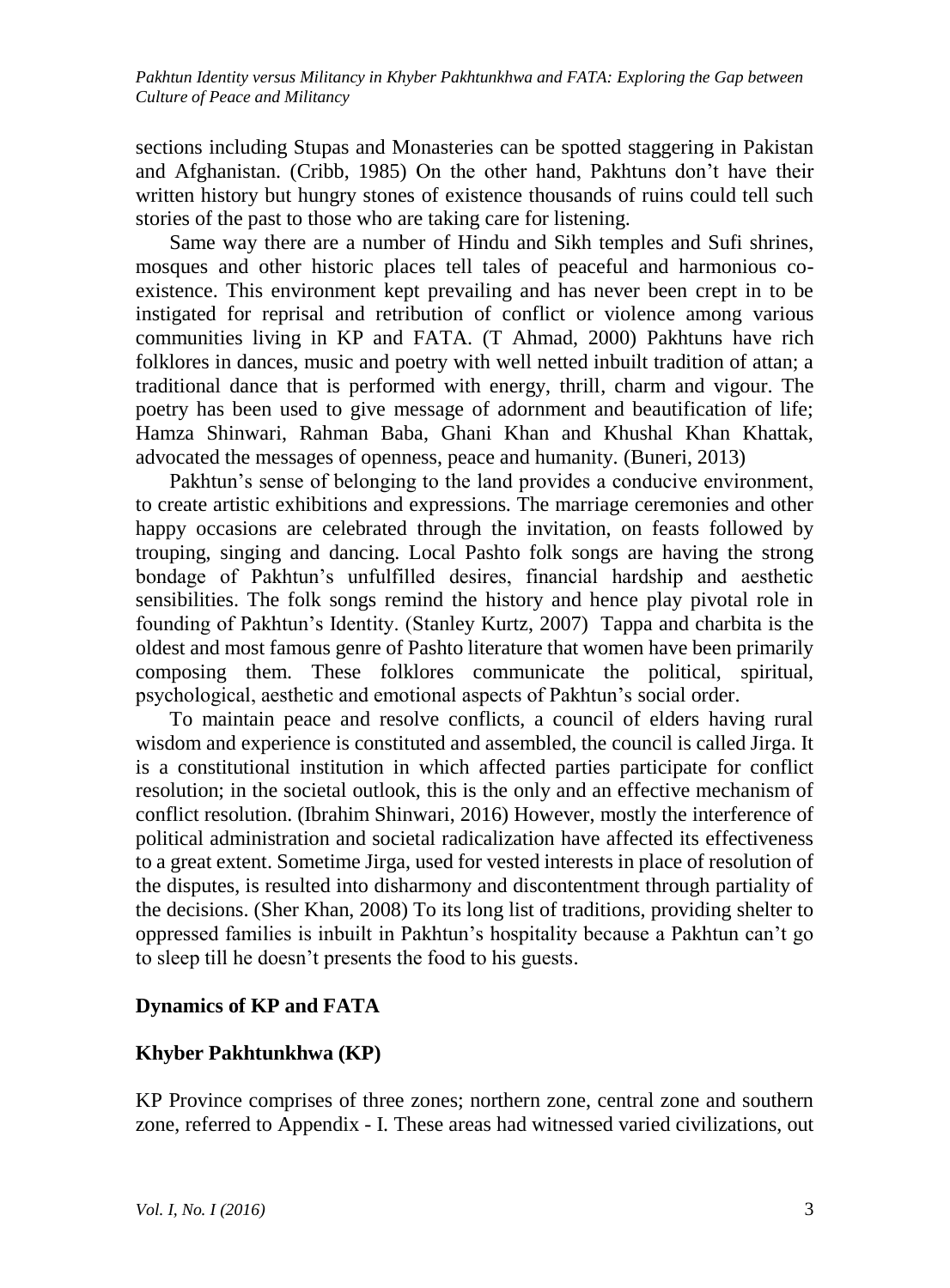sections including Stupas and Monasteries can be spotted staggering in Pakistan and Afghanistan. (Cribb, 1985) On the other hand, Pakhtuns don't have their written history but hungry stones of existence thousands of ruins could tell such stories of the past to those who are taking care for listening.

Same way there are a number of Hindu and Sikh temples and Sufi shrines, mosques and other historic places tell tales of peaceful and harmonious co-existence. This environment kept prevailing and has never been crept in to be instigated for reprisal and retribution of conflict or violence among various communities living in KP and FATA. (T Ahmad, 2000) Pakhtuns have rich folklores in dances, music and poetry with well netted inbuilt tradition of attan; a traditional dance that is performed with energy, thrill, charm and vigour. The poetry has been used to give message of adornment and beautification of life; Hamza Shinwari, Rahman Baba, Ghani Khan and Khushal Khan Khattak, advocated the messages of openness, peace and humanity. (Buneri, 2013)

Pakhtun's sense of belonging to the land provides a conducive environment, to create artistic exhibitions and expressions. The marriage ceremonies and other happy occasions are celebrated through the invitation, on feasts followed by trouping, singing and dancing. Local Pashto folk songs are having the strong bondage of Pakhtun's unfulfilled desires, financial hardship and aesthetic sensibilities. The folk songs remind the history and hence play pivotal role in founding of Pakhtun's Identity. (Stanley Kurtz, 2007) Tappa and charbita is the oldest and most famous genre of Pashto literature that women have been primarily composing them. These folklores communicate the political, spiritual, psychological, aesthetic and emotional aspects of Pakhtun's social order.

To maintain peace and resolve conflicts, a council of elders having rural wisdom and experience is constituted and assembled, the council is called Jirga. It is a constitutional institution in which affected parties participate for conflict resolution; in the societal outlook, this is the only and an effective mechanism of conflict resolution. (Ibrahim Shinwari, 2016) However, mostly the interference of political administration and societal radicalization have affected its effectiveness to a great extent. Sometime Jirga, used for vested interests in place of resolution of the disputes, is resulted into disharmony and discontentment through partiality of the decisions. (Sher Khan, 2008) To its long list of traditions, providing shelter to oppressed families is inbuilt in Pakhtun's hospitality because a Pakhtun can't go to sleep till he doesn't presents the food to his guests.

## Dynamics of KP and FATA

### Khyber Pakhtunkhwa (KP)

KP Province comprises of three zones; northern zone, central zone and southern zone, referred to Appendix - I. These areas had witnessed varied civilizations, out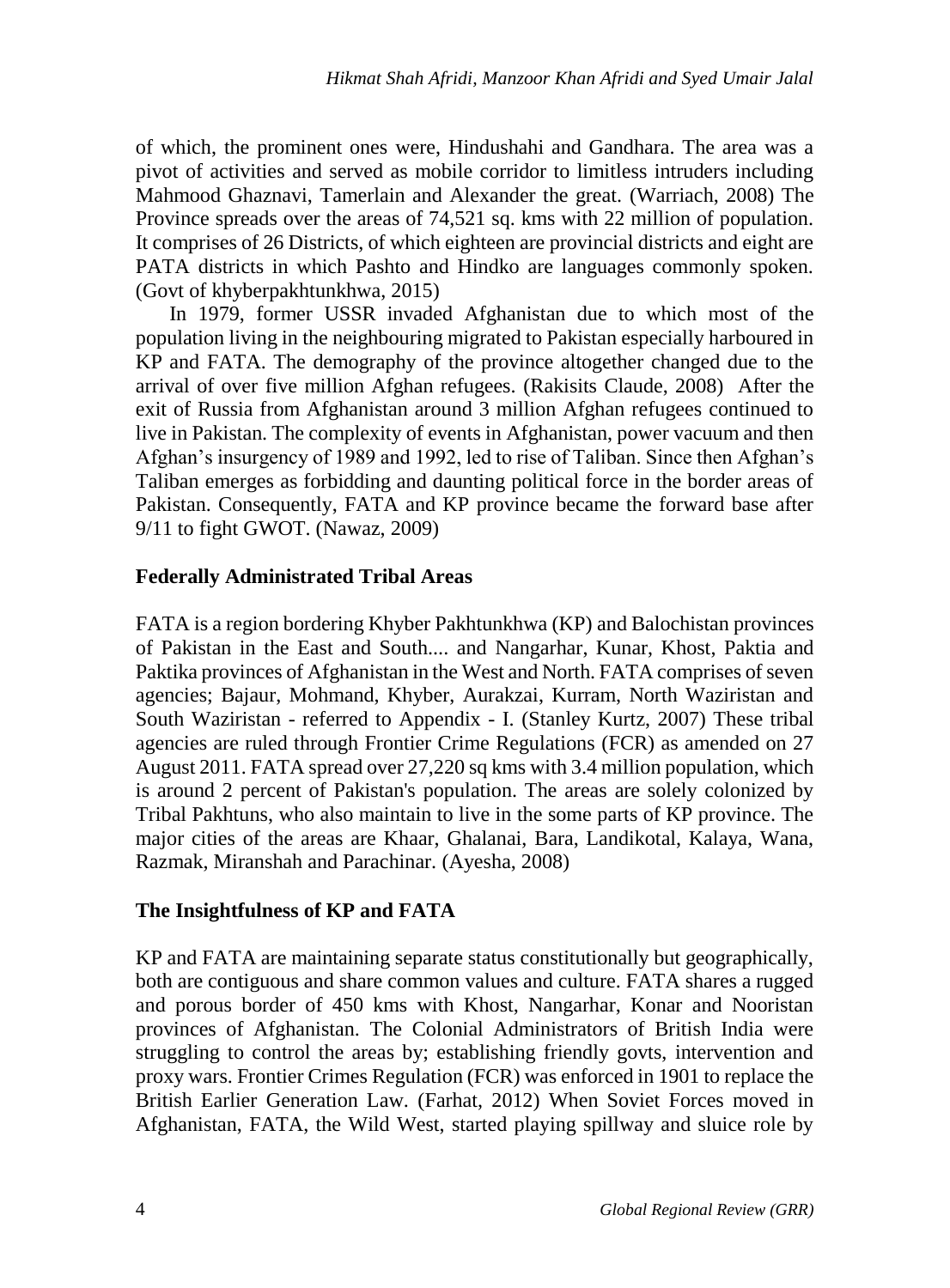of which, the prominent ones were, Hindushahi and Gandhara. The area was a pivot of activities and served as mobile corridor to limitless intruders including Mahmood Ghaznavi, Tamerlain and Alexander the great. (Warriach, 2008) The Province spreads over the areas of 74,521 sq. kms with 22 million of population. It comprises of 26 Districts, of which eighteen are provincial districts and eight are PATA districts in which Pashto and Hindko are languages commonly spoken. (Govt of khyberpakhtunkhwa, 2015)

In 1979, former USSR invaded Afghanistan due to which most of the population living in the neighbouring migrated to Pakistan especially harboured in KP and FATA. The demography of the province altogether changed due to the arrival of over five million Afghan refugees. (Rakisits Claude, 2008) After the exit of Russia from Afghanistan around 3 million Afghan refugees continued to live in Pakistan. The complexity of events in Afghanistan, power vacuum and then Afghan's insurgency of 1989 and 1992, led to rise of Taliban. Since then Afghan's Taliban emerges as forbidding and daunting political force in the border areas of Pakistan. Consequently, FATA and KP province became the forward base after 9/11 to fight GWOT. (Nawaz, 2009)

## Federally Administrated Tribal Areas

FATA is a region bordering Khyber Pakhtunkhwa (KP) and Balochistan provinces of Pakistan in the East and South.... and Nangarhar, Kunar, Khost, Paktia and Paktika provinces of Afghanistan in the West and North. FATA comprises of seven agencies; Bajaur, Mohmand, Khyber, Aurakzai, Kurram, North Waziristan and South Waziristan - referred to Appendix - I. (Stanley Kurtz, 2007) These tribal agencies are ruled through Frontier Crime Regulations (FCR) as amended on 27 August 2011. FATA spread over 27,220 sq kms with 3.4 million population, which is around 2 percent of Pakistan's population. The areas are solely colonized by Tribal Pakhtuns, who also maintain to live in the some parts of KP province. The major cities of the areas are Khaar, Ghalanai, Bara, Landikotal, Kalaya, Wana, Razmak, Miranshah and Parachinar. (Ayesha, 2008)

## The Insightfulness of KP and FATA

KP and FATA are maintaining separate status constitutionally but geographically, both are contiguous and share common values and culture. FATA shares a rugged and porous border of 450 kms with Khost, Nangarhar, Konar and Nooristan provinces of Afghanistan. The Colonial Administrators of British India were struggling to control the areas by; establishing friendly govts, intervention and proxy wars. Frontier Crimes Regulation (FCR) was enforced in 1901 to replace the British Earlier Generation Law. (Farhat, 2012) When Soviet Forces moved in Afghanistan, FATA, the Wild West, started playing spillway and sluice role by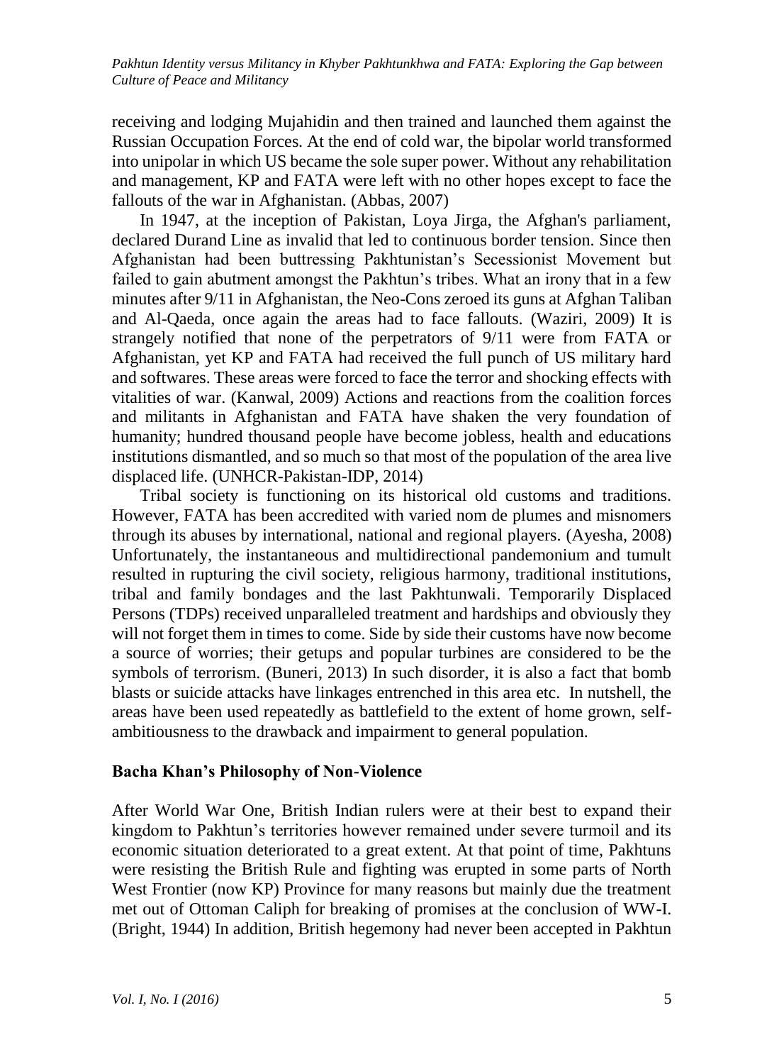receiving and lodging Mujahidin and then trained and launched them against the Russian Occupation Forces. At the end of cold war, the bipolar world transformed into unipolar in which US became the sole super power. Without any rehabilitation and management, KP and FATA were left with no other hopes except to face the fallouts of the war in Afghanistan. (Abbas, 2007)

In 1947, at the inception of Pakistan, Loya Jirga, the Afghan's parliament, declared Durand Line as invalid that led to continuous border tension. Since then Afghanistan had been buttressing Pakhtunistan's Secessionist Movement but failed to gain abutment amongst the Pakhtun's tribes. What an irony that in a few minutes after 9/11 in Afghanistan, the Neo-Cons zeroed its guns at Afghan Taliban and Al-Qaeda, once again the areas had to face fallouts. (Waziri, 2009) It is strangely notified that none of the perpetrators of 9/11 were from FATA or Afghanistan, yet KP and FATA had received the full punch of US military hard and softwares. These areas were forced to face the terror and shocking effects with vitalities of war. (Kanwal, 2009) Actions and reactions from the coalition forces and militants in Afghanistan and FATA have shaken the very foundation of humanity; hundred thousand people have become jobless, health and educations institutions dismantled, and so much so that most of the population of the area live displaced life. (UNHCR-Pakistan-IDP, 2014)

Tribal society is functioning on its historical old customs and traditions. However, FATA has been accredited with varied nom de plumes and misnomers through its abuses by international, national and regional players. (Ayesha, 2008) Unfortunately, the instantaneous and multidirectional pandemonium and tumult resulted in rupturing the civil society, religious harmony, traditional institutions, tribal and family bondages and the last Pakhtunwali. Temporarily Displaced Persons (TDPs) received unparalleled treatment and hardships and obviously they will not forget them in times to come. Side by side their customs have now become a source of worries; their getups and popular turbines are considered to be the symbols of terrorism. (Buneri, 2013) In such disorder, it is also a fact that bomb blasts or suicide attacks have linkages entrenched in this area etc. In nutshell, the areas have been used repeatedly as battlefield to the extent of home grown, self-ambitiousness to the drawback and impairment to general population.

## Bacha Khan's Philosophy of Non-Violence

After World War One, British Indian rulers were at their best to expand their kingdom to Pakhtun's territories however remained under severe turmoil and its economic situation deteriorated to a great extent. At that point of time, Pakhtuns were resisting the British Rule and fighting was erupted in some parts of North West Frontier (now KP) Province for many reasons but mainly due the treatment met out of Ottoman Caliph for breaking of promises at the conclusion of WW-I. (Bright, 1944) In addition, British hegemony had never been accepted in Pakhtun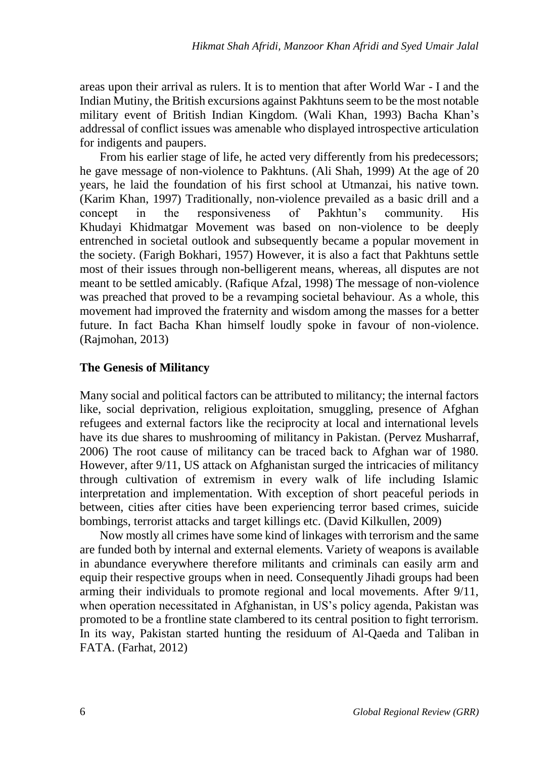areas upon their arrival as rulers. It is to mention that after World War - I and the Indian Mutiny, the British excursions against Pakhtuns seem to be the most notable military event of British Indian Kingdom. (Wali Khan, 1993) Bacha Khan's addressal of conflict issues was amenable who displayed introspective articulation for indigents and paupers.

From his earlier stage of life, he acted very differently from his predecessors; he gave message of non-violence to Pakhtuns. (Ali Shah, 1999) At the age of 20 years, he laid the foundation of his first school at Utmanzai, his native town. (Karim Khan, 1997) Traditionally, non-violence prevailed as a basic drill and a concept in the responsiveness of Pakhtun's community. His Khudayi Khidmatgar Movement was based on non-violence to be deeply entrenched in societal outlook and subsequently became a popular movement in the society. (Farigh Bokhari, 1957) However, it is also a fact that Pakhtuns settle most of their issues through non-belligerent means, whereas, all disputes are not meant to be settled amicably. (Rafique Afzal, 1998) The message of non-violence was preached that proved to be a revamping societal behaviour. As a whole, this movement had improved the fraternity and wisdom among the masses for a better future. In fact Bacha Khan himself loudly spoke in favour of non-violence. (Rajmohan, 2013)

## The Genesis of Militancy

Many social and political factors can be attributed to militancy; the internal factors like, social deprivation, religious exploitation, smuggling, presence of Afghan refugees and external factors like the reciprocity at local and international levels have its due shares to mushrooming of militancy in Pakistan. (Pervez Musharraf, 2006) The root cause of militancy can be traced back to Afghan war of 1980. However, after 9/11, US attack on Afghanistan surged the intricacies of militancy through cultivation of extremism in every walk of life including Islamic interpretation and implementation. With exception of short peaceful periods in between, cities after cities have been experiencing terror based crimes, suicide bombings, terrorist attacks and target killings etc. (David Kilkullen, 2009)

Now mostly all crimes have some kind of linkages with terrorism and the same are funded both by internal and external elements. Variety of weapons is available in abundance everywhere therefore militants and criminals can easily arm and equip their respective groups when in need. Consequently Jihadi groups had been arming their individuals to promote regional and local movements. After 9/11, when operation necessitated in Afghanistan, in US's policy agenda, Pakistan was promoted to be a frontline state clambered to its central position to fight terrorism. In its way, Pakistan started hunting the residuum of Al-Qaeda and Taliban in FATA. (Farhat, 2012)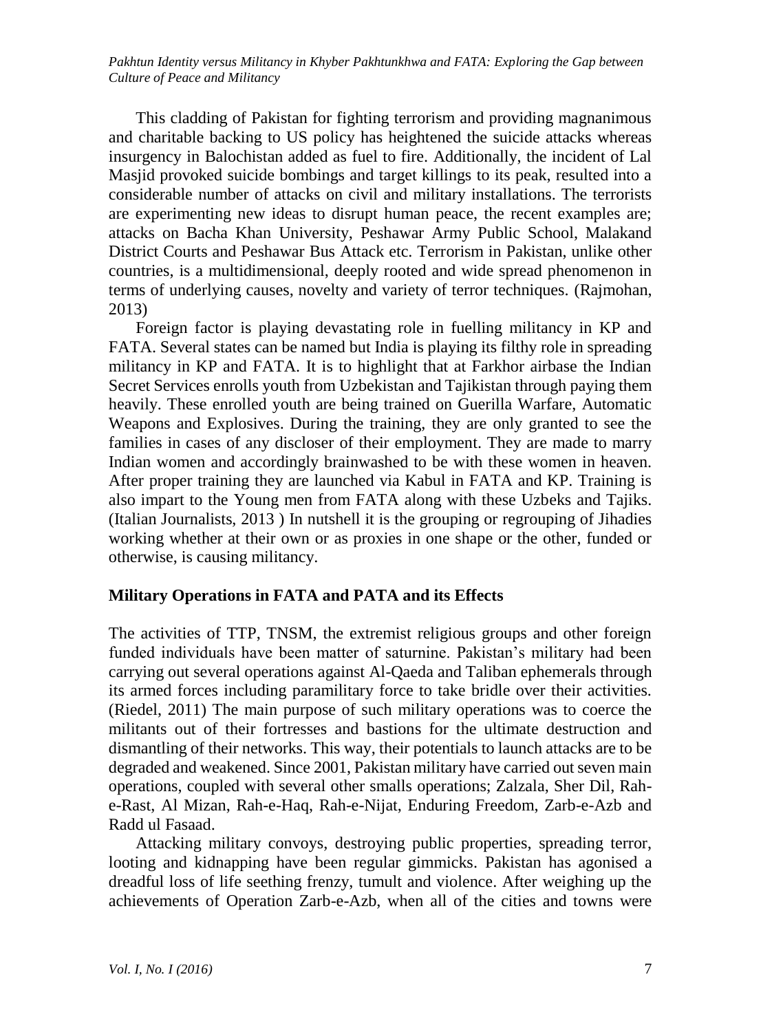This cladding of Pakistan for fighting terrorism and providing magnanimous and charitable backing to US policy has heightened the suicide attacks whereas insurgency in Balochistan added as fuel to fire. Additionally, the incident of Lal Masjid provoked suicide bombings and target killings to its peak, resulted into a considerable number of attacks on civil and military installations. The terrorists are experimenting new ideas to disrupt human peace, the recent examples are; attacks on Bacha Khan University, Peshawar Army Public School, Malakand District Courts and Peshawar Bus Attack etc. Terrorism in Pakistan, unlike other countries, is a multidimensional, deeply rooted and wide spread phenomenon in terms of underlying causes, novelty and variety of terror techniques. (Rajmohan, 2013)

Foreign factor is playing devastating role in fuelling militancy in KP and FATA. Several states can be named but India is playing its filthy role in spreading militancy in KP and FATA. It is to highlight that at Farkhor airbase the Indian Secret Services enrolls youth from Uzbekistan and Tajikistan through paying them heavily. These enrolled youth are being trained on Guerilla Warfare, Automatic Weapons and Explosives. During the training, they are only granted to see the families in cases of any discloser of their employment. They are made to marry Indian women and accordingly brainwashed to be with these women in heaven. After proper training they are launched via Kabul in FATA and KP. Training is also impart to the Young men from FATA along with these Uzbeks and Tajiks. (Italian Journalists, 2013 ) In nutshell it is the grouping or regrouping of Jihadies working whether at their own or as proxies in one shape or the other, funded or otherwise, is causing militancy.

## Military Operations in FATA and PATA and its Effects

The activities of TTP, TNSM, the extremist religious groups and other foreign funded individuals have been matter of saturnine. Pakistan's military had been carrying out several operations against Al-Qaeda and Taliban ephemerals through its armed forces including paramilitary force to take bridle over their activities. (Riedel, 2011) The main purpose of such military operations was to coerce the militants out of their fortresses and bastions for the ultimate destruction and dismantling of their networks. This way, their potentials to launch attacks are to be degraded and weakened. Since 2001, Pakistan military have carried out seven main operations, coupled with several other smalls operations; Zalzala, Sher Dil, Rah-e-Rast, Al Mizan, Rah-e-Haq, Rah-e-Nijat, Enduring Freedom, Zarb-e-Azb and Radd ul Fasaad.

Attacking military convoys, destroying public properties, spreading terror, looting and kidnapping have been regular gimmicks. Pakistan has agonised a dreadful loss of life seething frenzy, tumult and violence. After weighing up the achievements of Operation Zarb-e-Azb, when all of the cities and towns were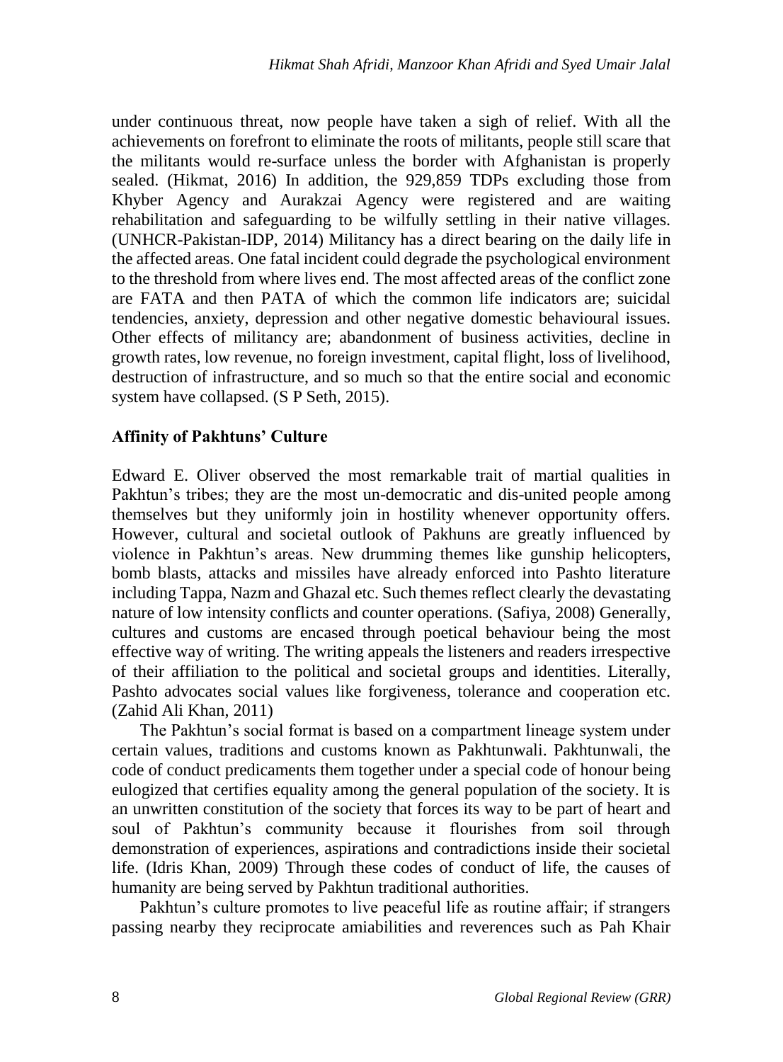under continuous threat, now people have taken a sigh of relief. With all the achievements on forefront to eliminate the roots of militants, people still scare that the militants would re-surface unless the border with Afghanistan is properly sealed. (Hikmat, 2016) In addition, the 929,859 TDPs excluding those from Khyber Agency and Aurakzai Agency were registered and are waiting rehabilitation and safeguarding to be wilfully settling in their native villages. (UNHCR-Pakistan-IDP, 2014) Militancy has a direct bearing on the daily life in the affected areas. One fatal incident could degrade the psychological environment to the threshold from where lives end. The most affected areas of the conflict zone are FATA and then PATA of which the common life indicators are; suicidal tendencies, anxiety, depression and other negative domestic behavioural issues. Other effects of militancy are; abandonment of business activities, decline in growth rates, low revenue, no foreign investment, capital flight, loss of livelihood, destruction of infrastructure, and so much so that the entire social and economic system have collapsed. (S P Seth, 2015).

## Affinity of Pakhtuns' Culture

Edward E. Oliver observed the most remarkable trait of martial qualities in Pakhtun's tribes; they are the most un-democratic and dis-united people among themselves but they uniformly join in hostility whenever opportunity offers. However, cultural and societal outlook of Pakhuns are greatly influenced by violence in Pakhtun's areas. New drumming themes like gunship helicopters, bomb blasts, attacks and missiles have already enforced into Pashto literature including Tappa, Nazm and Ghazal etc. Such themes reflect clearly the devastating nature of low intensity conflicts and counter operations. (Safiya, 2008) Generally, cultures and customs are encased through poetical behaviour being the most effective way of writing. The writing appeals the listeners and readers irrespective of their affiliation to the political and societal groups and identities. Literally, Pashto advocates social values like forgiveness, tolerance and cooperation etc. (Zahid Ali Khan, 2011)

The Pakhtun's social format is based on a compartment lineage system under certain values, traditions and customs known as Pakhtunwali. Pakhtunwali, the code of conduct predicaments them together under a special code of honour being eulogized that certifies equality among the general population of the society. It is an unwritten constitution of the society that forces its way to be part of heart and soul of Pakhtun's community because it flourishes from soil through demonstration of experiences, aspirations and contradictions inside their societal life. (Idris Khan, 2009) Through these codes of conduct of life, the causes of humanity are being served by Pakhtun traditional authorities.

Pakhtun's culture promotes to live peaceful life as routine affair; if strangers passing nearby they reciprocate amiabilities and reverences such as Pah Khair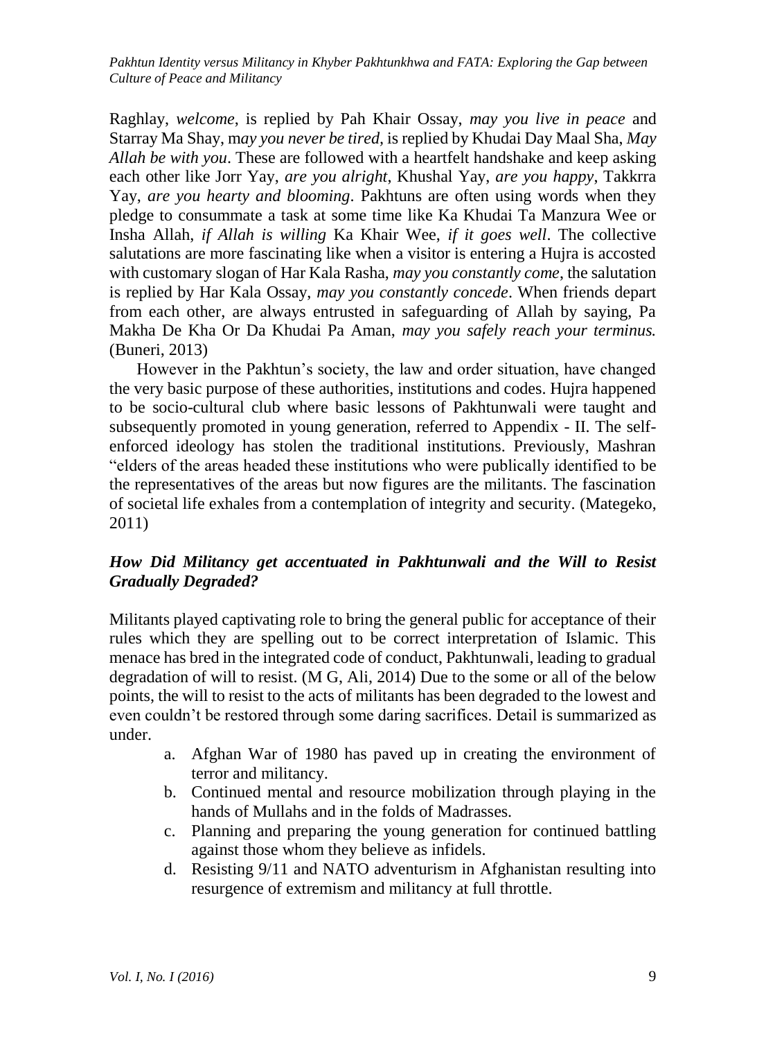Raghlay, *welcome*, is replied by Pah Khair Ossay, *may you live in peace* and Starray Ma Shay, m*ay you never be tired,* is replied by Khudai Day Maal Sha, *May Allah be with you*. These are followed with a heartfelt handshake and keep asking each other like Jorr Yay, *are you alright*, Khushal Yay, *are you happy*, Takkrra Yay, *are you hearty and blooming*. Pakhtuns are often using words when they pledge to consummate a task at some time like Ka Khudai Ta Manzura Wee or Insha Allah, *if Allah is willing* Ka Khair Wee, *if it goes well*. The collective salutations are more fascinating like when a visitor is entering a Hujra is accosted with customary slogan of Har Kala Rasha, *may you constantly come*, the salutation is replied by Har Kala Ossay, *may you constantly concede*. When friends depart from each other, are always entrusted in safeguarding of Allah by saying, Pa Makha De Kha Or Da Khudai Pa Aman, *may you safely reach your terminus.* (Buneri, 2013)

However in the Pakhtun's society, the law and order situation, have changed the very basic purpose of these authorities, institutions and codes. Hujra happened to be socio-cultural club where basic lessons of Pakhtunwali were taught and subsequently promoted in young generation, referred to Appendix - II. The self-enforced ideology has stolen the traditional institutions. Previously, Mashran "elders of the areas headed these institutions who were publically identified to be the representatives of the areas but now figures are the militants. The fascination of societal life exhales from a contemplation of integrity and security. (Mategeko, 2011)

### *How Did Militancy get accentuated in Pakhtunwali and the Will to Resist Gradually Degraded?*

Militants played captivating role to bring the general public for acceptance of their rules which they are spelling out to be correct interpretation of Islamic. This menace has bred in the integrated code of conduct, Pakhtunwali, leading to gradual degradation of will to resist. (M G, Ali, 2014) Due to the some or all of the below points, the will to resist to the acts of militants has been degraded to the lowest and even couldn't be restored through some daring sacrifices. Detail is summarized as under.

a. Afghan War of 1980 has paved up in creating the environment of terror and militancy.
b. Continued mental and resource mobilization through playing in the hands of Mullahs and in the folds of Madrasses.
c. Planning and preparing the young generation for continued battling against those whom they believe as infidels.
d. Resisting 9/11 and NATO adventurism in Afghanistan resulting into resurgence of extremism and militancy at full throttle.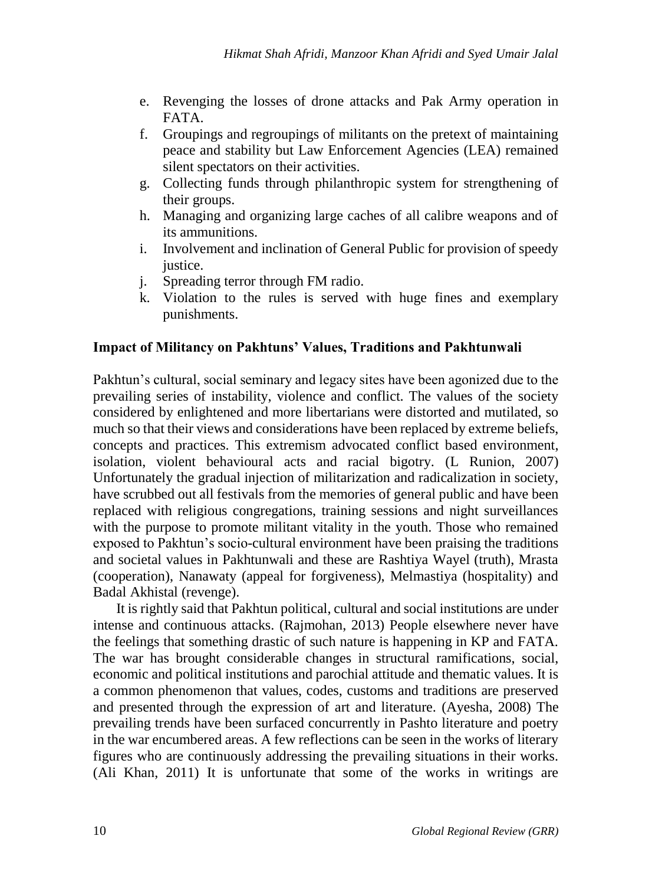e. Revenging the losses of drone attacks and Pak Army operation in FATA.
f. Groupings and regroupings of militants on the pretext of maintaining peace and stability but Law Enforcement Agencies (LEA) remained silent spectators on their activities.
g. Collecting funds through philanthropic system for strengthening of their groups.
h. Managing and organizing large caches of all calibre weapons and of its ammunitions.
i. Involvement and inclination of General Public for provision of speedy justice.
j. Spreading terror through FM radio.
k. Violation to the rules is served with huge fines and exemplary punishments.

## Impact of Militancy on Pakhtuns' Values, Traditions and Pakhtunwali

Pakhtun's cultural, social seminary and legacy sites have been agonized due to the prevailing series of instability, violence and conflict. The values of the society considered by enlightened and more libertarians were distorted and mutilated, so much so that their views and considerations have been replaced by extreme beliefs, concepts and practices. This extremism advocated conflict based environment, isolation, violent behavioural acts and racial bigotry. (L Runion, 2007) Unfortunately the gradual injection of militarization and radicalization in society, have scrubbed out all festivals from the memories of general public and have been replaced with religious congregations, training sessions and night surveillances with the purpose to promote militant vitality in the youth. Those who remained exposed to Pakhtun's socio-cultural environment have been praising the traditions and societal values in Pakhtunwali and these are Rashtiya Wayel (truth), Mrasta (cooperation), Nanawaty (appeal for forgiveness), Melmastiya (hospitality) and Badal Akhistal (revenge).

It is rightly said that Pakhtun political, cultural and social institutions are under intense and continuous attacks. (Rajmohan, 2013) People elsewhere never have the feelings that something drastic of such nature is happening in KP and FATA. The war has brought considerable changes in structural ramifications, social, economic and political institutions and parochial attitude and thematic values. It is a common phenomenon that values, codes, customs and traditions are preserved and presented through the expression of art and literature. (Ayesha, 2008) The prevailing trends have been surfaced concurrently in Pashto literature and poetry in the war encumbered areas. A few reflections can be seen in the works of literary figures who are continuously addressing the prevailing situations in their works. (Ali Khan, 2011) It is unfortunate that some of the works in writings are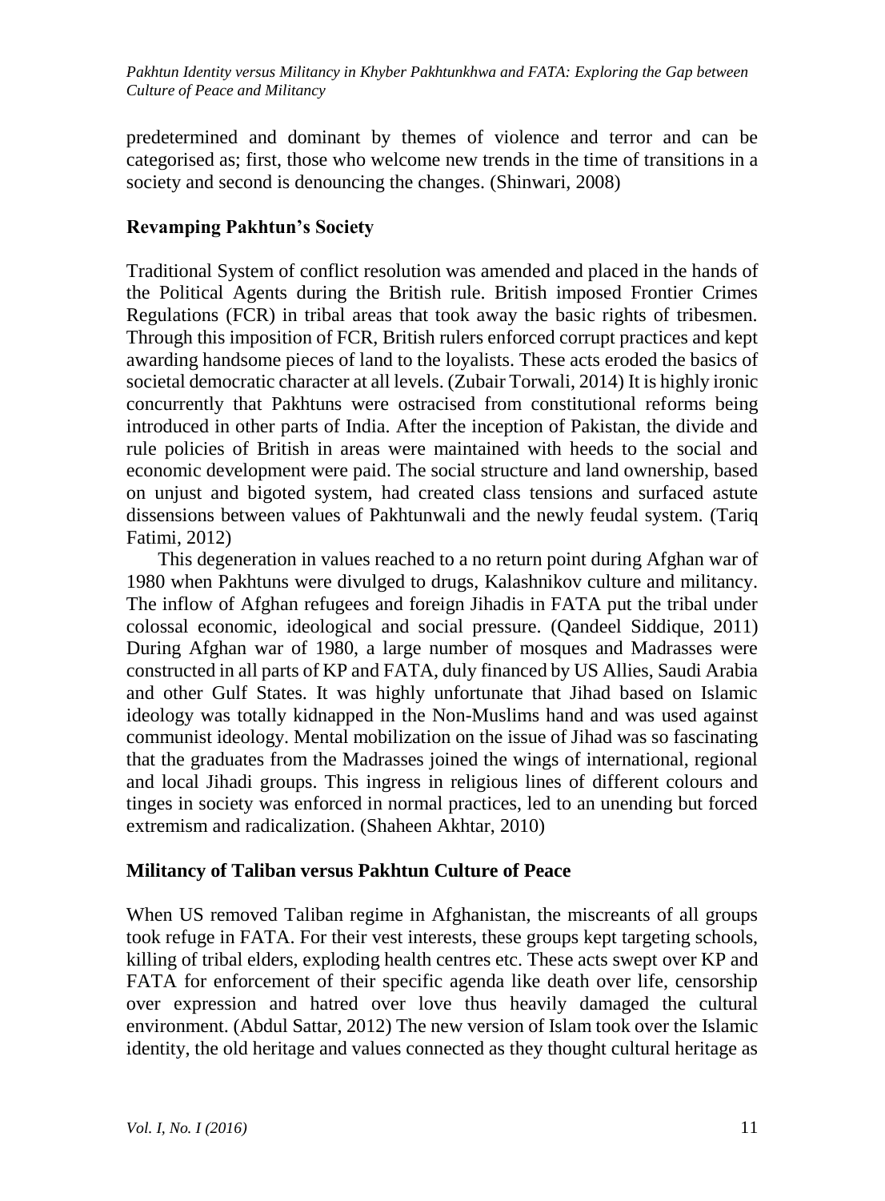predetermined and dominant by themes of violence and terror and can be categorised as; first, those who welcome new trends in the time of transitions in a society and second is denouncing the changes. (Shinwari, 2008)

## Revamping Pakhtun's Society

Traditional System of conflict resolution was amended and placed in the hands of the Political Agents during the British rule. British imposed Frontier Crimes Regulations (FCR) in tribal areas that took away the basic rights of tribesmen. Through this imposition of FCR, British rulers enforced corrupt practices and kept awarding handsome pieces of land to the loyalists. These acts eroded the basics of societal democratic character at all levels. (Zubair Torwali, 2014) It is highly ironic concurrently that Pakhtuns were ostracised from constitutional reforms being introduced in other parts of India. After the inception of Pakistan, the divide and rule policies of British in areas were maintained with heeds to the social and economic development were paid. The social structure and land ownership, based on unjust and bigoted system, had created class tensions and surfaced astute dissensions between values of Pakhtunwali and the newly feudal system. (Tariq Fatimi, 2012)

This degeneration in values reached to a no return point during Afghan war of 1980 when Pakhtuns were divulged to drugs, Kalashnikov culture and militancy. The inflow of Afghan refugees and foreign Jihadis in FATA put the tribal under colossal economic, ideological and social pressure. (Qandeel Siddique, 2011) During Afghan war of 1980, a large number of mosques and Madrasses were constructed in all parts of KP and FATA, duly financed by US Allies, Saudi Arabia and other Gulf States. It was highly unfortunate that Jihad based on Islamic ideology was totally kidnapped in the Non-Muslims hand and was used against communist ideology. Mental mobilization on the issue of Jihad was so fascinating that the graduates from the Madrasses joined the wings of international, regional and local Jihadi groups. This ingress in religious lines of different colours and tinges in society was enforced in normal practices, led to an unending but forced extremism and radicalization. (Shaheen Akhtar, 2010)

## Militancy of Taliban versus Pakhtun Culture of Peace

When US removed Taliban regime in Afghanistan, the miscreants of all groups took refuge in FATA. For their vest interests, these groups kept targeting schools, killing of tribal elders, exploding health centres etc. These acts swept over KP and FATA for enforcement of their specific agenda like death over life, censorship over expression and hatred over love thus heavily damaged the cultural environment. (Abdul Sattar, 2012) The new version of Islam took over the Islamic identity, the old heritage and values connected as they thought cultural heritage as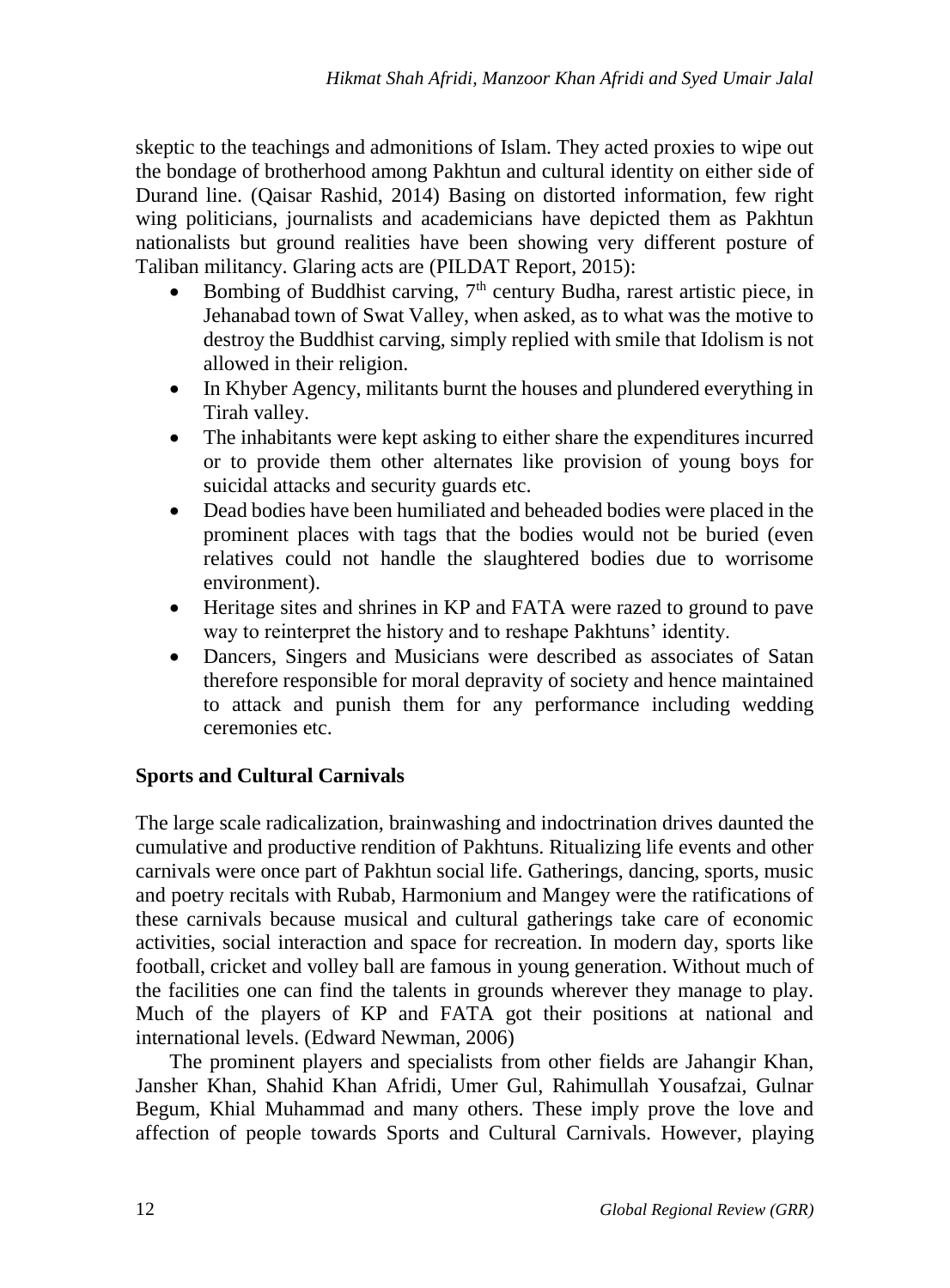skeptic to the teachings and admonitions of Islam. They acted proxies to wipe out the bondage of brotherhood among Pakhtun and cultural identity on either side of Durand line. (Qaisar Rashid, 2014) Basing on distorted information, few right wing politicians, journalists and academicians have depicted them as Pakhtun nationalists but ground realities have been showing very different posture of Taliban militancy. Glaring acts are (PILDAT Report, 2015):

- Bombing of Buddhist carving, 7th century Budha, rarest artistic piece, in Jehanabad town of Swat Valley, when asked, as to what was the motive to destroy the Buddhist carving, simply replied with smile that Idolism is not allowed in their religion.
- In Khyber Agency, militants burnt the houses and plundered everything in Tirah valley.
- The inhabitants were kept asking to either share the expenditures incurred or to provide them other alternates like provision of young boys for suicidal attacks and security guards etc.
- Dead bodies have been humiliated and beheaded bodies were placed in the prominent places with tags that the bodies would not be buried (even relatives could not handle the slaughtered bodies due to worrisome environment).
- Heritage sites and shrines in KP and FATA were razed to ground to pave way to reinterpret the history and to reshape Pakhtuns' identity.
- Dancers, Singers and Musicians were described as associates of Satan therefore responsible for moral depravity of society and hence maintained to attack and punish them for any performance including wedding ceremonies etc.

## Sports and Cultural Carnivals

The large scale radicalization, brainwashing and indoctrination drives daunted the cumulative and productive rendition of Pakhtuns. Ritualizing life events and other carnivals were once part of Pakhtun social life. Gatherings, dancing, sports, music and poetry recitals with Rubab, Harmonium and Mangey were the ratifications of these carnivals because musical and cultural gatherings take care of economic activities, social interaction and space for recreation. In modern day, sports like football, cricket and volley ball are famous in young generation. Without much of the facilities one can find the talents in grounds wherever they manage to play. Much of the players of KP and FATA got their positions at national and international levels. (Edward Newman, 2006)

The prominent players and specialists from other fields are Jahangir Khan, Jansher Khan, Shahid Khan Afridi, Umer Gul, Rahimullah Yousafzai, Gulnar Begum, Khial Muhammad and many others. These imply prove the love and affection of people towards Sports and Cultural Carnivals. However, playing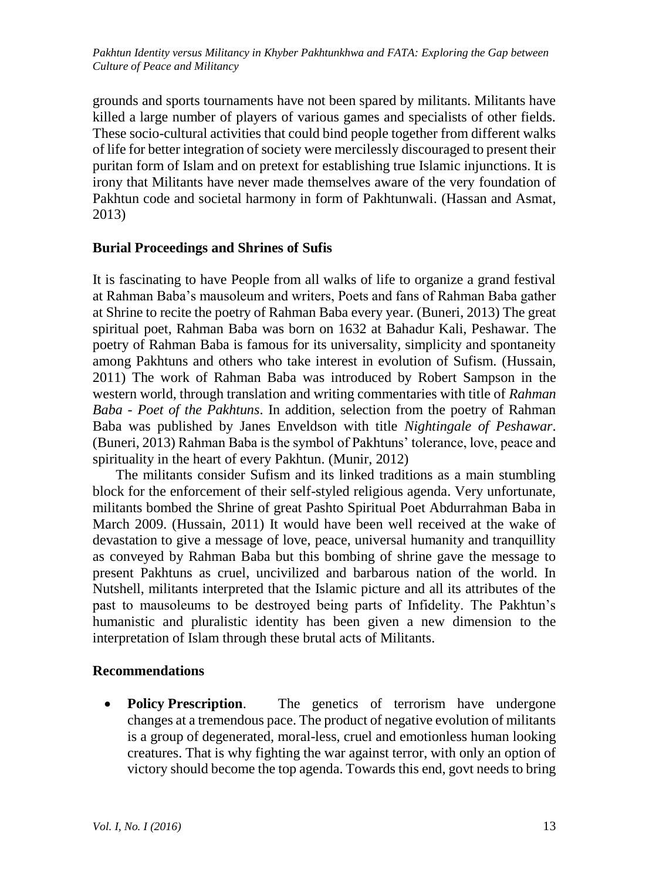grounds and sports tournaments have not been spared by militants. Militants have killed a large number of players of various games and specialists of other fields. These socio-cultural activities that could bind people together from different walks of life for better integration of society were mercilessly discouraged to present their puritan form of Islam and on pretext for establishing true Islamic injunctions. It is irony that Militants have never made themselves aware of the very foundation of Pakhtun code and societal harmony in form of Pakhtunwali. (Hassan and Asmat, 2013)

## Burial Proceedings and Shrines of Sufis

It is fascinating to have People from all walks of life to organize a grand festival at Rahman Baba's mausoleum and writers, Poets and fans of Rahman Baba gather at Shrine to recite the poetry of Rahman Baba every year. (Buneri, 2013) The great spiritual poet, Rahman Baba was born on 1632 at Bahadur Kali, Peshawar. The poetry of Rahman Baba is famous for its universality, simplicity and spontaneity among Pakhtuns and others who take interest in evolution of Sufism. (Hussain, 2011) The work of Rahman Baba was introduced by Robert Sampson in the western world, through translation and writing commentaries with title of *Rahman Baba - Poet of the Pakhtuns*. In addition, selection from the poetry of Rahman Baba was published by Janes Enveldson with title *Nightingale of Peshawar*. (Buneri, 2013) Rahman Baba is the symbol of Pakhtuns' tolerance, love, peace and spirituality in the heart of every Pakhtun. (Munir, 2012)

The militants consider Sufism and its linked traditions as a main stumbling block for the enforcement of their self-styled religious agenda. Very unfortunate, militants bombed the Shrine of great Pashto Spiritual Poet Abdurrahman Baba in March 2009. (Hussain, 2011) It would have been well received at the wake of devastation to give a message of love, peace, universal humanity and tranquillity as conveyed by Rahman Baba but this bombing of shrine gave the message to present Pakhtuns as cruel, uncivilized and barbarous nation of the world. In Nutshell, militants interpreted that the Islamic picture and all its attributes of the past to mausoleums to be destroyed being parts of Infidelity. The Pakhtun's humanistic and pluralistic identity has been given a new dimension to the interpretation of Islam through these brutal acts of Militants.

## Recommendations

- **Policy Prescription**. The genetics of terrorism have undergone changes at a tremendous pace. The product of negative evolution of militants is a group of degenerated, moral-less, cruel and emotionless human looking creatures. That is why fighting the war against terror, with only an option of victory should become the top agenda. Towards this end, govt needs to bring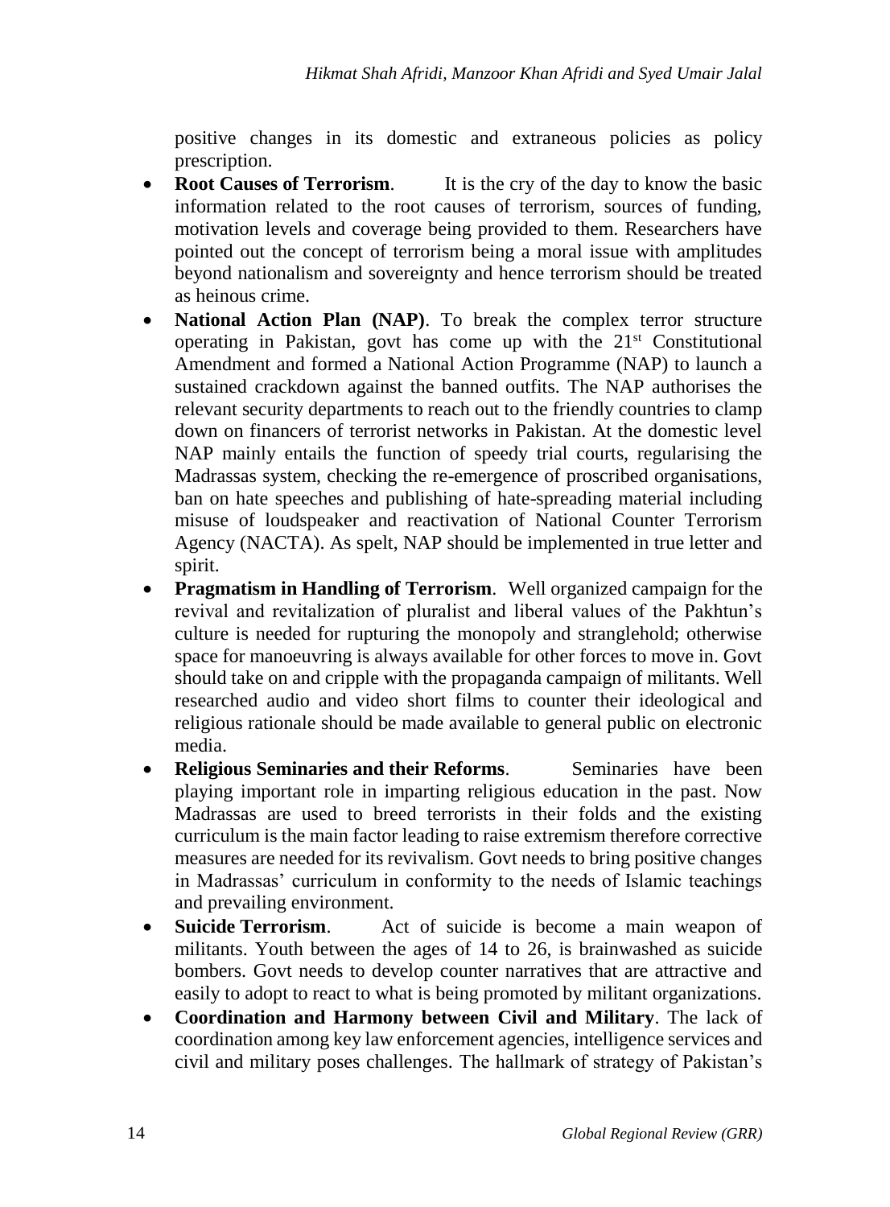positive changes in its domestic and extraneous policies as policy prescription.

- **Root Causes of Terrorism**. It is the cry of the day to know the basic information related to the root causes of terrorism, sources of funding, motivation levels and coverage being provided to them. Researchers have pointed out the concept of terrorism being a moral issue with amplitudes beyond nationalism and sovereignty and hence terrorism should be treated as heinous crime.
- **National Action Plan (NAP)**. To break the complex terror structure operating in Pakistan, govt has come up with the 21st Constitutional Amendment and formed a National Action Programme (NAP) to launch a sustained crackdown against the banned outfits. The NAP authorises the relevant security departments to reach out to the friendly countries to clamp down on financers of terrorist networks in Pakistan. At the domestic level NAP mainly entails the function of speedy trial courts, regularising the Madrassas system, checking the re-emergence of proscribed organisations, ban on hate speeches and publishing of hate-spreading material including misuse of loudspeaker and reactivation of National Counter Terrorism Agency (NACTA). As spelt, NAP should be implemented in true letter and spirit.
- **Pragmatism in Handling of Terrorism**. Well organized campaign for the revival and revitalization of pluralist and liberal values of the Pakhtun's culture is needed for rupturing the monopoly and stranglehold; otherwise space for manoeuvring is always available for other forces to move in. Govt should take on and cripple with the propaganda campaign of militants. Well researched audio and video short films to counter their ideological and religious rationale should be made available to general public on electronic media.
- **Religious Seminaries and their Reforms**. Seminaries have been playing important role in imparting religious education in the past. Now Madrassas are used to breed terrorists in their folds and the existing curriculum is the main factor leading to raise extremism therefore corrective measures are needed for its revivalism. Govt needs to bring positive changes in Madrassas' curriculum in conformity to the needs of Islamic teachings and prevailing environment.
- **Suicide Terrorism**. Act of suicide is become a main weapon of militants. Youth between the ages of 14 to 26, is brainwashed as suicide bombers. Govt needs to develop counter narratives that are attractive and easily to adopt to react to what is being promoted by militant organizations.
- **Coordination and Harmony between Civil and Military**. The lack of coordination among key law enforcement agencies, intelligence services and civil and military poses challenges. The hallmark of strategy of Pakistan's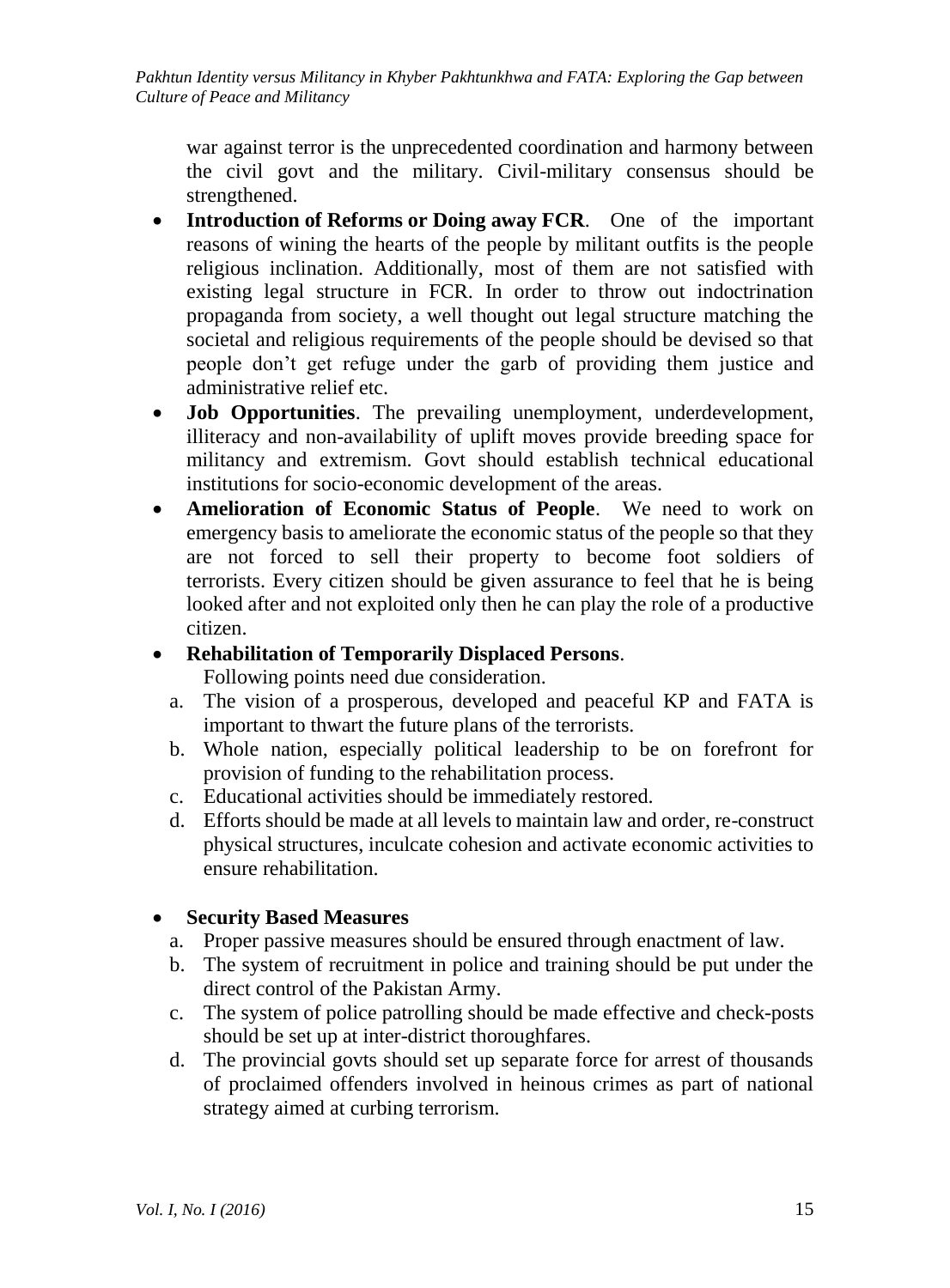war against terror is the unprecedented coordination and harmony between the civil govt and the military. Civil-military consensus should be strengthened.

- **Introduction of Reforms or Doing away FCR**. One of the important reasons of wining the hearts of the people by militant outfits is the people religious inclination. Additionally, most of them are not satisfied with existing legal structure in FCR. In order to throw out indoctrination propaganda from society, a well thought out legal structure matching the societal and religious requirements of the people should be devised so that people don't get refuge under the garb of providing them justice and administrative relief etc.
- **Job Opportunities**. The prevailing unemployment, underdevelopment, illiteracy and non-availability of uplift moves provide breeding space for militancy and extremism. Govt should establish technical educational institutions for socio-economic development of the areas.
- **Amelioration of Economic Status of People**. We need to work on emergency basis to ameliorate the economic status of the people so that they are not forced to sell their property to become foot soldiers of terrorists. Every citizen should be given assurance to feel that he is being looked after and not exploited only then he can play the role of a productive citizen.
- **Rehabilitation of Temporarily Displaced Persons**.
  Following points need due consideration.
  a. The vision of a prosperous, developed and peaceful KP and FATA is important to thwart the future plans of the terrorists.
  b. Whole nation, especially political leadership to be on forefront for provision of funding to the rehabilitation process.
  c. Educational activities should be immediately restored.
  d. Efforts should be made at all levels to maintain law and order, re-construct physical structures, inculcate cohesion and activate economic activities to ensure rehabilitation.

- **Security Based Measures**
  a. Proper passive measures should be ensured through enactment of law.
  b. The system of recruitment in police and training should be put under the direct control of the Pakistan Army.
  c. The system of police patrolling should be made effective and check-posts should be set up at inter-district thoroughfares.
  d. The provincial govts should set up separate force for arrest of thousands of proclaimed offenders involved in heinous crimes as part of national strategy aimed at curbing terrorism.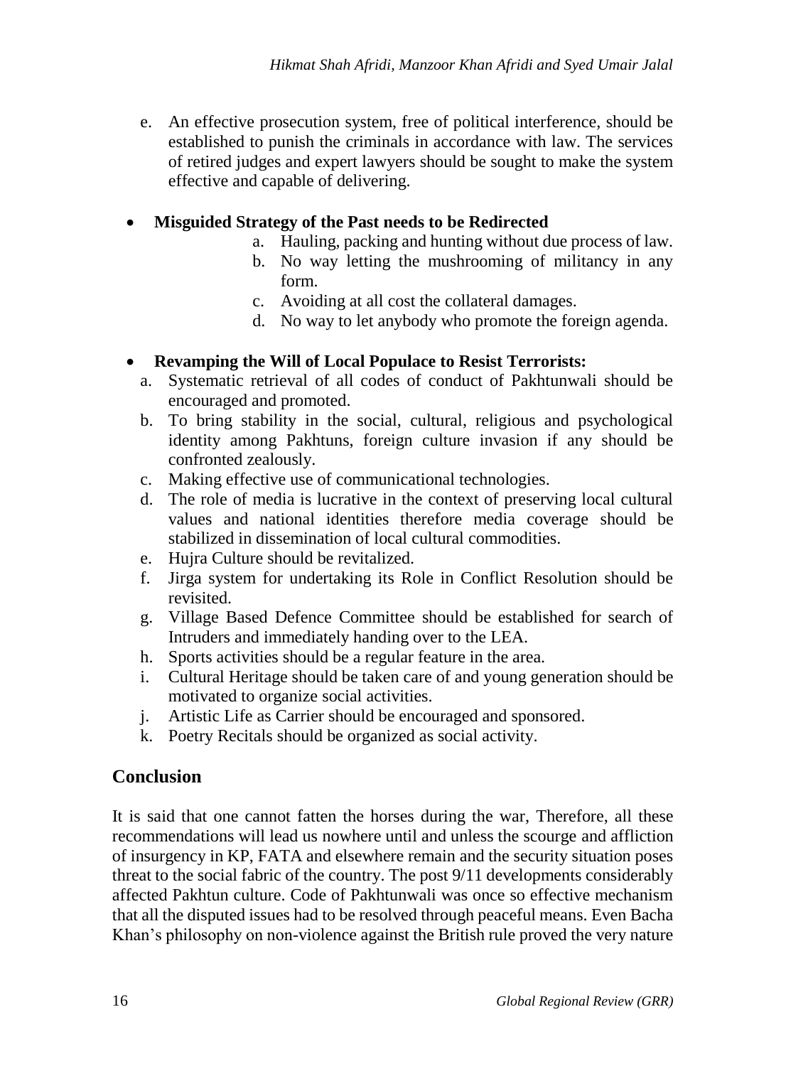e. An effective prosecution system, free of political interference, should be established to punish the criminals in accordance with law. The services of retired judges and expert lawyers should be sought to make the system effective and capable of delivering.

- **Misguided Strategy of the Past needs to be Redirected**
  a. Hauling, packing and hunting without due process of law.
  b. No way letting the mushrooming of militancy in any form.
  c. Avoiding at all cost the collateral damages.
  d. No way to let anybody who promote the foreign agenda.

- **Revamping the Will of Local Populace to Resist Terrorists:**
  a. Systematic retrieval of all codes of conduct of Pakhtunwali should be encouraged and promoted.
  b. To bring stability in the social, cultural, religious and psychological identity among Pakhtuns, foreign culture invasion if any should be confronted zealously.
  c. Making effective use of communicational technologies.
  d. The role of media is lucrative in the context of preserving local cultural values and national identities therefore media coverage should be stabilized in dissemination of local cultural commodities.
  e. Hujra Culture should be revitalized.
  f. Jirga system for undertaking its Role in Conflict Resolution should be revisited.
  g. Village Based Defence Committee should be established for search of Intruders and immediately handing over to the LEA.
  h. Sports activities should be a regular feature in the area.
  i. Cultural Heritage should be taken care of and young generation should be motivated to organize social activities.
  j. Artistic Life as Carrier should be encouraged and sponsored.
  k. Poetry Recitals should be organized as social activity.

## Conclusion

It is said that one cannot fatten the horses during the war, Therefore, all these recommendations will lead us nowhere until and unless the scourge and affliction of insurgency in KP, FATA and elsewhere remain and the security situation poses threat to the social fabric of the country. The post 9/11 developments considerably affected Pakhtun culture. Code of Pakhtunwali was once so effective mechanism that all the disputed issues had to be resolved through peaceful means. Even Bacha Khan's philosophy on non-violence against the British rule proved the very nature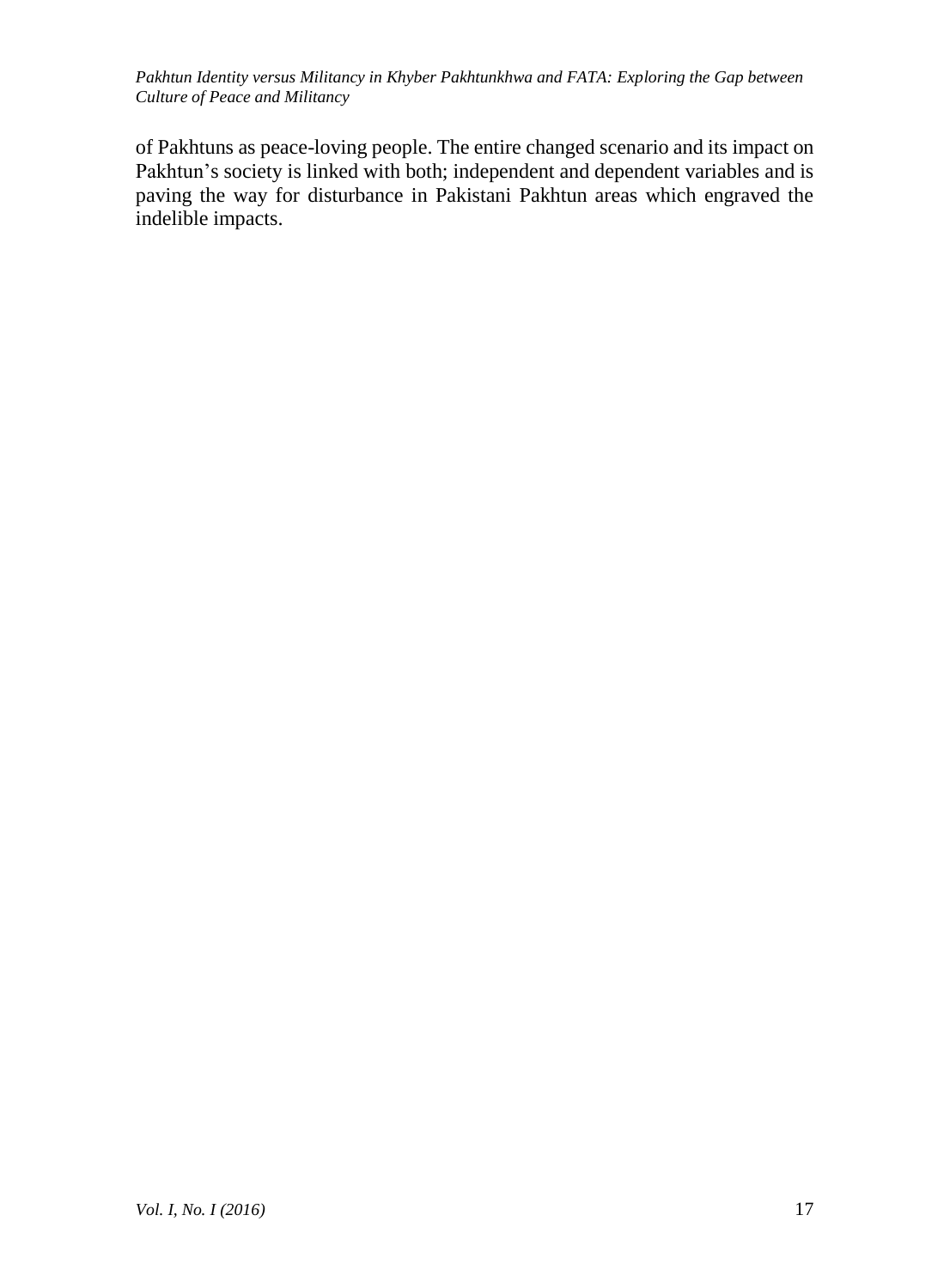of Pakhtuns as peace-loving people. The entire changed scenario and its impact on Pakhtun's society is linked with both; independent and dependent variables and is paving the way for disturbance in Pakistani Pakhtun areas which engraved the indelible impacts.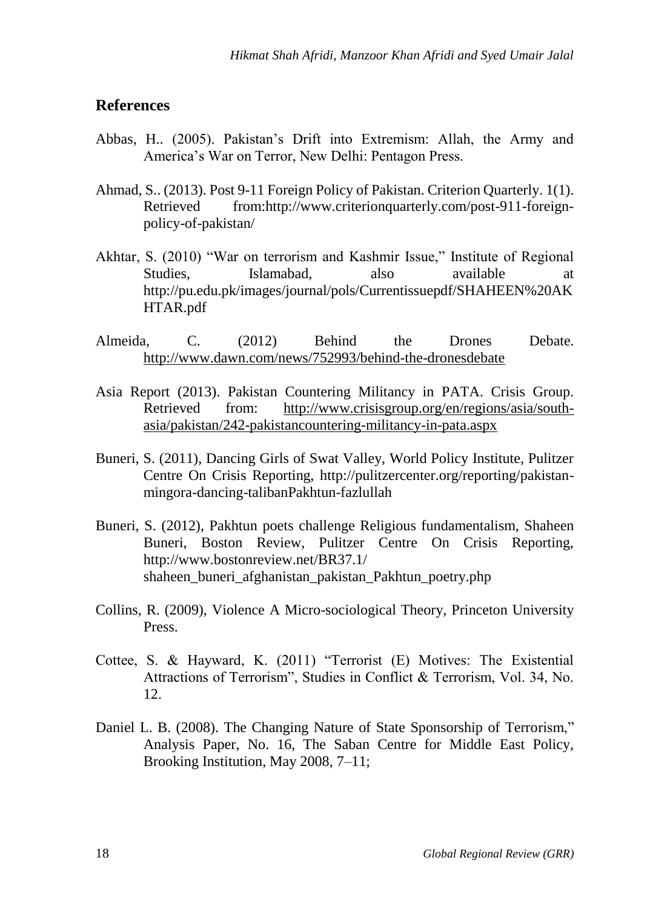## References

Abbas, H.. (2005). Pakistan's Drift into Extremism: Allah, the Army and America's War on Terror, New Delhi: Pentagon Press.

Ahmad, S.. (2013). Post 9-11 Foreign Policy of Pakistan. Criterion Quarterly. 1(1). Retrieved from:http://www.criterionquarterly.com/post-911-foreign-policy-of-pakistan/

Akhtar, S. (2010) "War on terrorism and Kashmir Issue," Institute of Regional Studies, Islamabad, also available at http://pu.edu.pk/images/journal/pols/Currentissuepdf/SHAHEEN%20AKHTAR.pdf

Almeida, C. (2012) Behind the Drones Debate. http://www.dawn.com/news/752993/behind-the-dronesdebate

Asia Report (2013). Pakistan Countering Militancy in PATA. Crisis Group. Retrieved from: http://www.crisisgroup.org/en/regions/asia/south-asia/pakistan/242-pakistancountering-militancy-in-pata.aspx

Buneri, S. (2011), Dancing Girls of Swat Valley, World Policy Institute, Pulitzer Centre On Crisis Reporting, http://pulitzercenter.org/reporting/pakistan-mingora-dancing-talibanPakhtun-fazlullah

Buneri, S. (2012), Pakhtun poets challenge Religious fundamentalism, Shaheen Buneri, Boston Review, Pulitzer Centre On Crisis Reporting, http://www.bostonreview.net/BR37.1/ shaheen_buneri_afghanistan_pakistan_Pakhtun_poetry.php

Collins, R. (2009), Violence A Micro-sociological Theory, Princeton University Press.

Cottee, S. & Hayward, K. (2011) "Terrorist (E) Motives: The Existential Attractions of Terrorism", Studies in Conflict & Terrorism, Vol. 34, No. 12.

Daniel L. B. (2008). The Changing Nature of State Sponsorship of Terrorism," Analysis Paper, No. 16, The Saban Centre for Middle East Policy, Brooking Institution, May 2008, 7–11;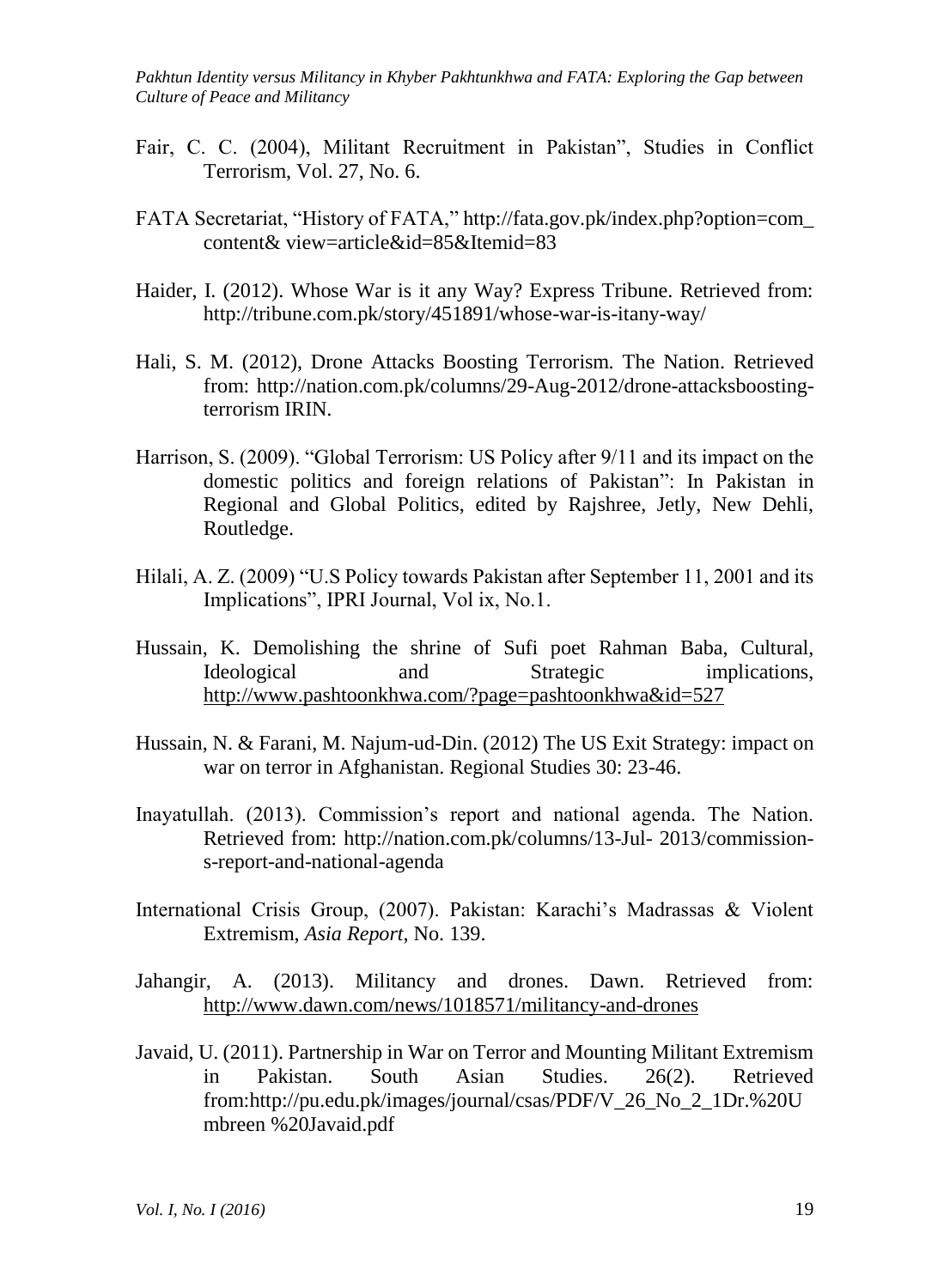Fair, C. C. (2004), Militant Recruitment in Pakistan", Studies in Conflict Terrorism, Vol. 27, No. 6.

FATA Secretariat, "History of FATA," http://fata.gov.pk/index.php?option=com_content& view=article&id=85&Itemid=83

Haider, I. (2012). Whose War is it any Way? Express Tribune. Retrieved from: http://tribune.com.pk/story/451891/whose-war-is-itany-way/

Hali, S. M. (2012), Drone Attacks Boosting Terrorism. The Nation. Retrieved from: http://nation.com.pk/columns/29-Aug-2012/drone-attacksboosting-terrorism IRIN.

Harrison, S. (2009). "Global Terrorism: US Policy after 9/11 and its impact on the domestic politics and foreign relations of Pakistan": In Pakistan in Regional and Global Politics, edited by Rajshree, Jetly, New Dehli, Routledge.

Hilali, A. Z. (2009) "U.S Policy towards Pakistan after September 11, 2001 and its Implications", IPRI Journal, Vol ix, No.1.

Hussain, K. Demolishing the shrine of Sufi poet Rahman Baba, Cultural, Ideological and Strategic implications, http://www.pashtoonkhwa.com/?page=pashtoonkhwa&id=527

Hussain, N. & Farani, M. Najum-ud-Din. (2012) The US Exit Strategy: impact on war on terror in Afghanistan. Regional Studies 30: 23-46.

Inayatullah. (2013). Commission's report and national agenda. The Nation. Retrieved from: http://nation.com.pk/columns/13-Jul- 2013/commission-s-report-and-national-agenda

International Crisis Group, (2007). Pakistan: Karachi's Madrassas & Violent Extremism, *Asia Report*, No. 139.

Jahangir, A. (2013). Militancy and drones. Dawn. Retrieved from: http://www.dawn.com/news/1018571/militancy-and-drones

Javaid, U. (2011). Partnership in War on Terror and Mounting Militant Extremism in Pakistan. South Asian Studies. 26(2). Retrieved from:http://pu.edu.pk/images/journal/csas/PDF/V_26_No_2_1Dr.%20Umbreen %20Javaid.pdf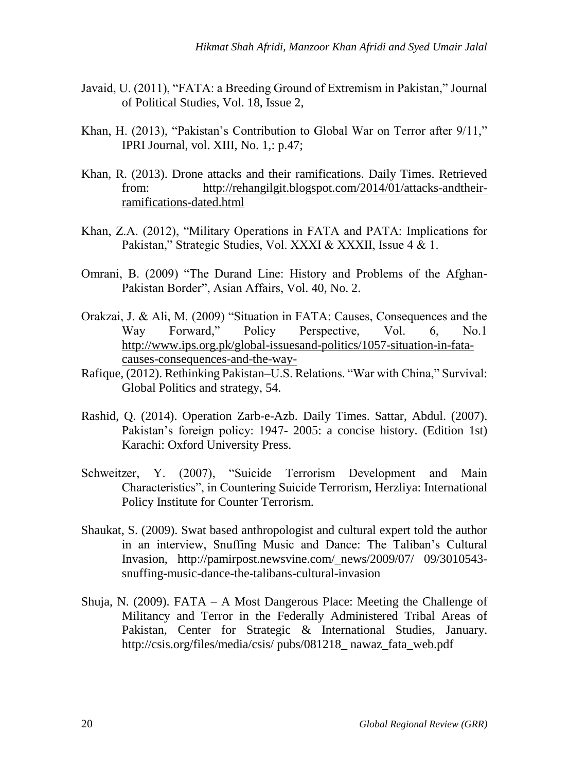Javaid, U. (2011), "FATA: a Breeding Ground of Extremism in Pakistan," Journal of Political Studies, Vol. 18, Issue 2,

Khan, H. (2013), "Pakistan's Contribution to Global War on Terror after 9/11," IPRI Journal, vol. XIII, No. 1,: p.47;

Khan, R. (2013). Drone attacks and their ramifications. Daily Times. Retrieved from: http://rehangilgit.blogspot.com/2014/01/attacks-andtheir-ramifications-dated.html

Khan, Z.A. (2012), "Military Operations in FATA and PATA: Implications for Pakistan," Strategic Studies, Vol. XXXI & XXXII, Issue 4 & 1.

Omrani, B. (2009) "The Durand Line: History and Problems of the Afghan-Pakistan Border", Asian Affairs, Vol. 40, No. 2.

Orakzai, J. & Ali, M. (2009) "Situation in FATA: Causes, Consequences and the Way Forward," Policy Perspective, Vol. 6, No.1 http://www.ips.org.pk/global-issuesand-politics/1057-situation-in-fata-causes-consequences-and-the-way-

Rafique, (2012). Rethinking Pakistan–U.S. Relations. "War with China," Survival: Global Politics and strategy, 54.

Rashid, Q. (2014). Operation Zarb-e-Azb. Daily Times. Sattar, Abdul. (2007). Pakistan's foreign policy: 1947- 2005: a concise history. (Edition 1st) Karachi: Oxford University Press.

Schweitzer, Y. (2007), "Suicide Terrorism Development and Main Characteristics", in Countering Suicide Terrorism, Herzliya: International Policy Institute for Counter Terrorism.

Shaukat, S. (2009). Swat based anthropologist and cultural expert told the author in an interview, Snuffing Music and Dance: The Taliban's Cultural Invasion, http://pamirpost.newsvine.com/_news/2009/07/ 09/3010543-snuffing-music-dance-the-talibans-cultural-invasion

Shuja, N. (2009). FATA – A Most Dangerous Place: Meeting the Challenge of Militancy and Terror in the Federally Administered Tribal Areas of Pakistan, Center for Strategic & International Studies, January. http://csis.org/files/media/csis/ pubs/081218_ nawaz_fata_web.pdf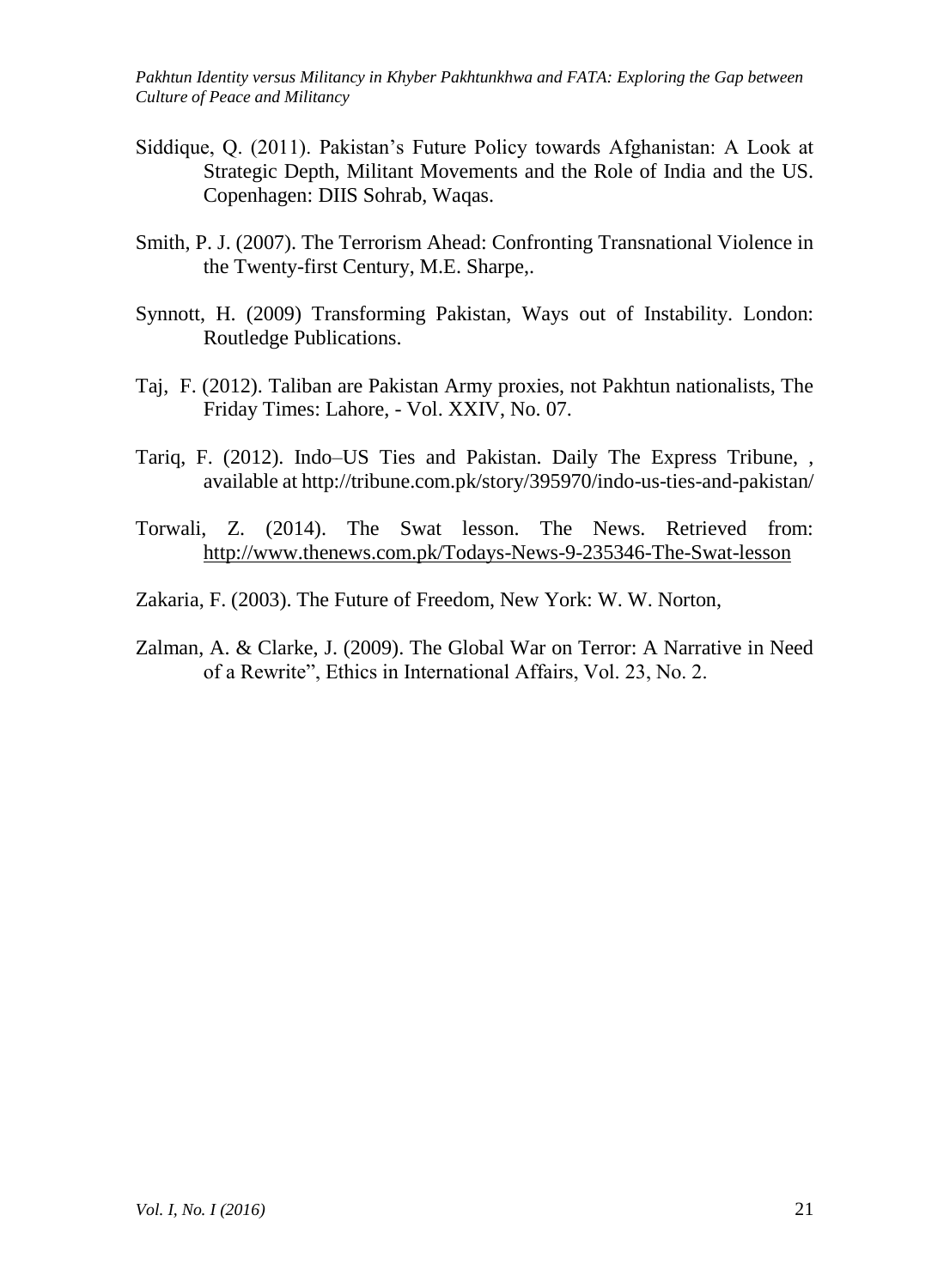Siddique, Q. (2011). Pakistan's Future Policy towards Afghanistan: A Look at Strategic Depth, Militant Movements and the Role of India and the US. Copenhagen: DIIS Sohrab, Waqas.

Smith, P. J. (2007). The Terrorism Ahead: Confronting Transnational Violence in the Twenty-first Century, M.E. Sharpe,.

Synnott, H. (2009) Transforming Pakistan, Ways out of Instability. London: Routledge Publications.

Taj, F. (2012). Taliban are Pakistan Army proxies, not Pakhtun nationalists, The Friday Times: Lahore, - Vol. XXIV, No. 07.

Tariq, F. (2012). Indo–US Ties and Pakistan. Daily The Express Tribune, , available at http://tribune.com.pk/story/395970/indo-us-ties-and-pakistan/

Torwali, Z. (2014). The Swat lesson. The News. Retrieved from: http://www.thenews.com.pk/Todays-News-9-235346-The-Swat-lesson

Zakaria, F. (2003). The Future of Freedom, New York: W. W. Norton,

Zalman, A. & Clarke, J. (2009). The Global War on Terror: A Narrative in Need of a Rewrite", Ethics in International Affairs, Vol. 23, No. 2.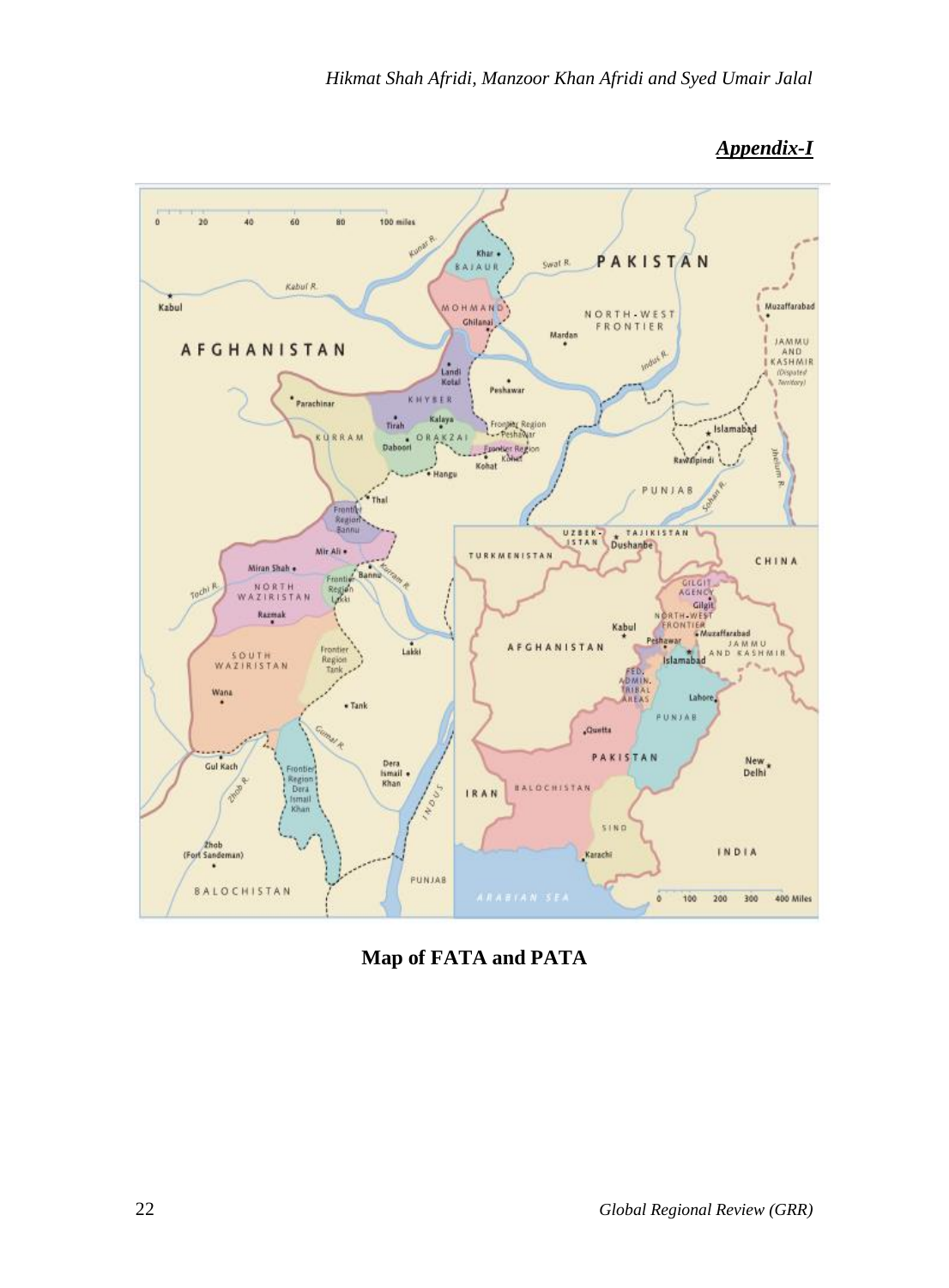***Appendix-I***

**Map of FATA and PATA**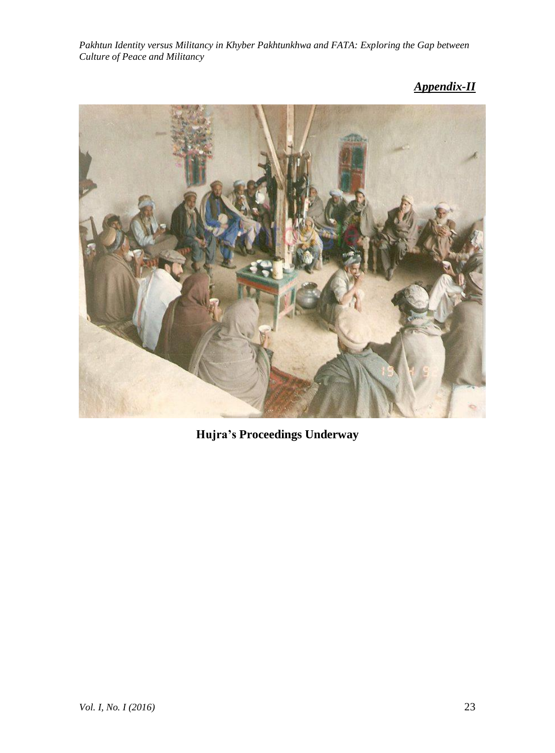## *Appendix-II*

**Hujra's Proceedings Underway**